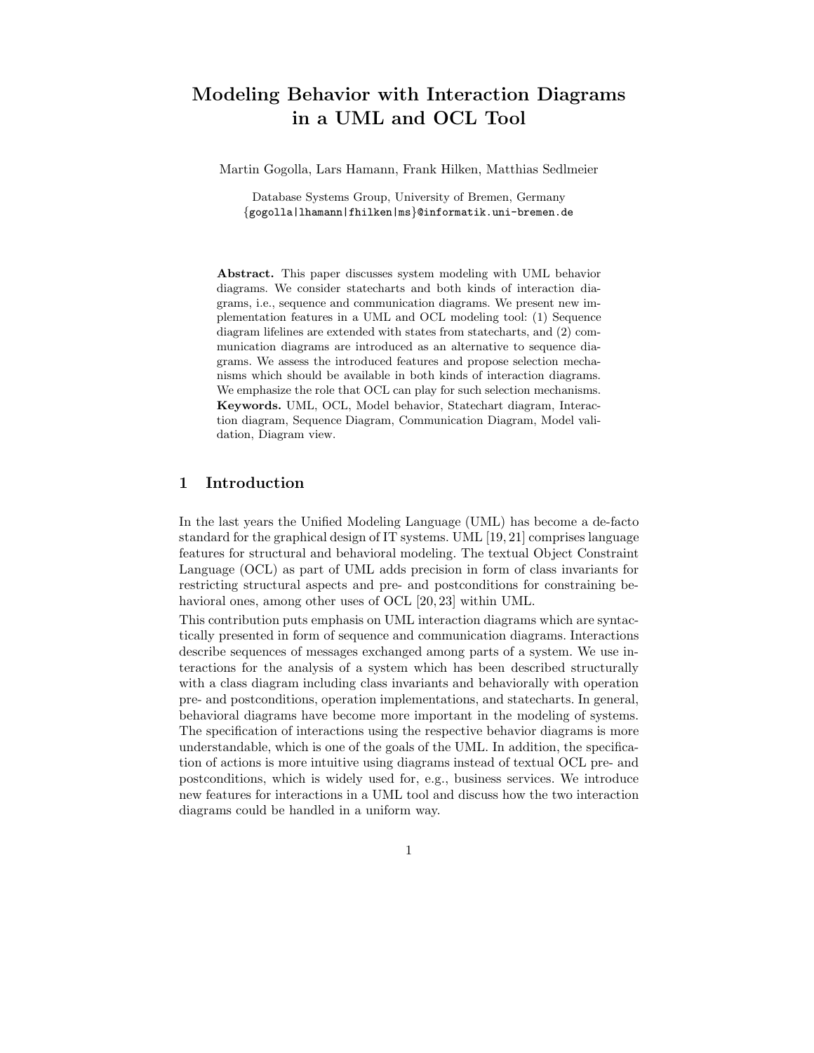# Modeling Behavior with Interaction Diagrams in a UML and OCL Tool

Martin Gogolla, Lars Hamann, Frank Hilken, Matthias Sedlmeier

Database Systems Group, University of Bremen, Germany
{gogolla|lhamann|fhilken|ms}@informatik.uni-bremen.de

**Abstract.** This paper discusses system modeling with UML behavior diagrams. We consider statecharts and both kinds of interaction diagrams, i.e., sequence and communication diagrams. We present new implementation features in a UML and OCL modeling tool: (1) Sequence diagram lifelines are extended with states from statecharts, and (2) communication diagrams are introduced as an alternative to sequence diagrams. We assess the introduced features and propose selection mechanisms which should be available in both kinds of interaction diagrams. We emphasize the role that OCL can play for such selection mechanisms.
**Keywords.** UML, OCL, Model behavior, Statechart diagram, Interaction diagram, Sequence Diagram, Communication Diagram, Model validation, Diagram view.

## 1 Introduction

In the last years the Unified Modeling Language (UML) has become a de-facto standard for the graphical design of IT systems. UML [19, 21] comprises language features for structural and behavioral modeling. The textual Object Constraint Language (OCL) as part of UML adds precision in form of class invariants for restricting structural aspects and pre- and postconditions for constraining behavioral ones, among other uses of OCL [20, 23] within UML.

This contribution puts emphasis on UML interaction diagrams which are syntactically presented in form of sequence and communication diagrams. Interactions describe sequences of messages exchanged among parts of a system. We use interactions for the analysis of a system which has been described structurally with a class diagram including class invariants and behaviorally with operation pre- and postconditions, operation implementations, and statecharts. In general, behavioral diagrams have become more important in the modeling of systems. The specification of interactions using the respective behavior diagrams is more understandable, which is one of the goals of the UML. In addition, the specification of actions is more intuitive using diagrams instead of textual OCL pre- and postconditions, which is widely used for, e.g., business services. We introduce new features for interactions in a UML tool and discuss how the two interaction diagrams could be handled in a uniform way.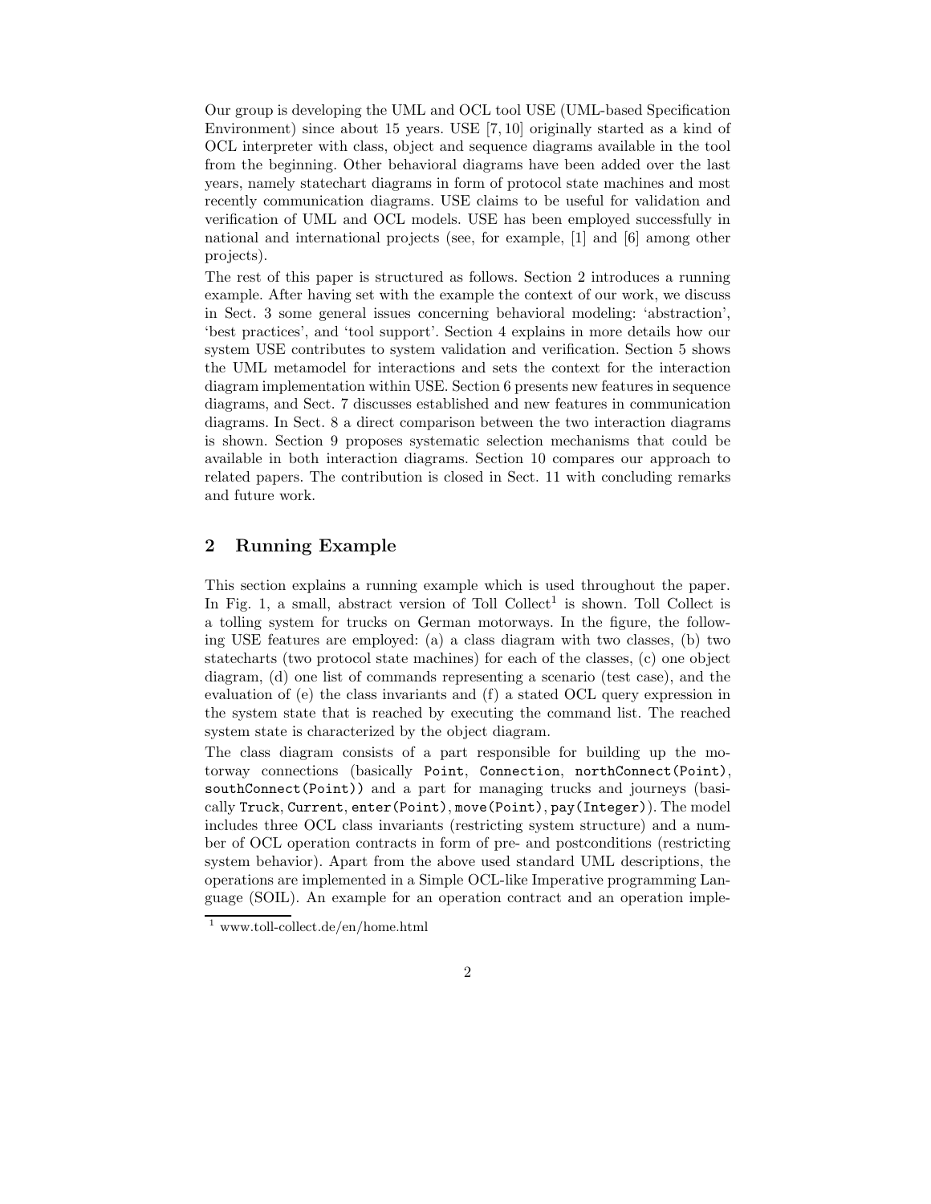Our group is developing the UML and OCL tool USE (UML-based Specification Environment) since about 15 years. USE [7, 10] originally started as a kind of OCL interpreter with class, object and sequence diagrams available in the tool from the beginning. Other behavioral diagrams have been added over the last years, namely statechart diagrams in form of protocol state machines and most recently communication diagrams. USE claims to be useful for validation and verification of UML and OCL models. USE has been employed successfully in national and international projects (see, for example, [1] and [6] among other projects).

The rest of this paper is structured as follows. Section 2 introduces a running example. After having set with the example the context of our work, we discuss in Sect. 3 some general issues concerning behavioral modeling: 'abstraction', 'best practices', and 'tool support'. Section 4 explains in more details how our system USE contributes to system validation and verification. Section 5 shows the UML metamodel for interactions and sets the context for the interaction diagram implementation within USE. Section 6 presents new features in sequence diagrams, and Sect. 7 discusses established and new features in communication diagrams. In Sect. 8 a direct comparison between the two interaction diagrams is shown. Section 9 proposes systematic selection mechanisms that could be available in both interaction diagrams. Section 10 compares our approach to related papers. The contribution is closed in Sect. 11 with concluding remarks and future work.

## 2 Running Example

This section explains a running example which is used throughout the paper. In Fig. 1, a small, abstract version of Toll Collect[1] is shown. Toll Collect is a tolling system for trucks on German motorways. In the figure, the following USE features are employed: (a) a class diagram with two classes, (b) two statecharts (two protocol state machines) for each of the classes, (c) one object diagram, (d) one list of commands representing a scenario (test case), and the evaluation of (e) the class invariants and (f) a stated OCL query expression in the system state that is reached by executing the command list. The reached system state is characterized by the object diagram.

The class diagram consists of a part responsible for building up the motorway connections (basically `Point`, `Connection`, `northConnect(Point)`, `southConnect(Point)`) and a part for managing trucks and journeys (basically `Truck`, `Current`, `enter(Point)`, `move(Point)`, `pay(Integer)`). The model includes three OCL class invariants (restricting system structure) and a number of OCL operation contracts in form of pre- and postconditions (restricting system behavior). Apart from the above used standard UML descriptions, the operations are implemented in a Simple OCL-like Imperative programming Language (SOIL). An example for an operation contract and an operation imple-

[1] www.toll-collect.de/en/home.html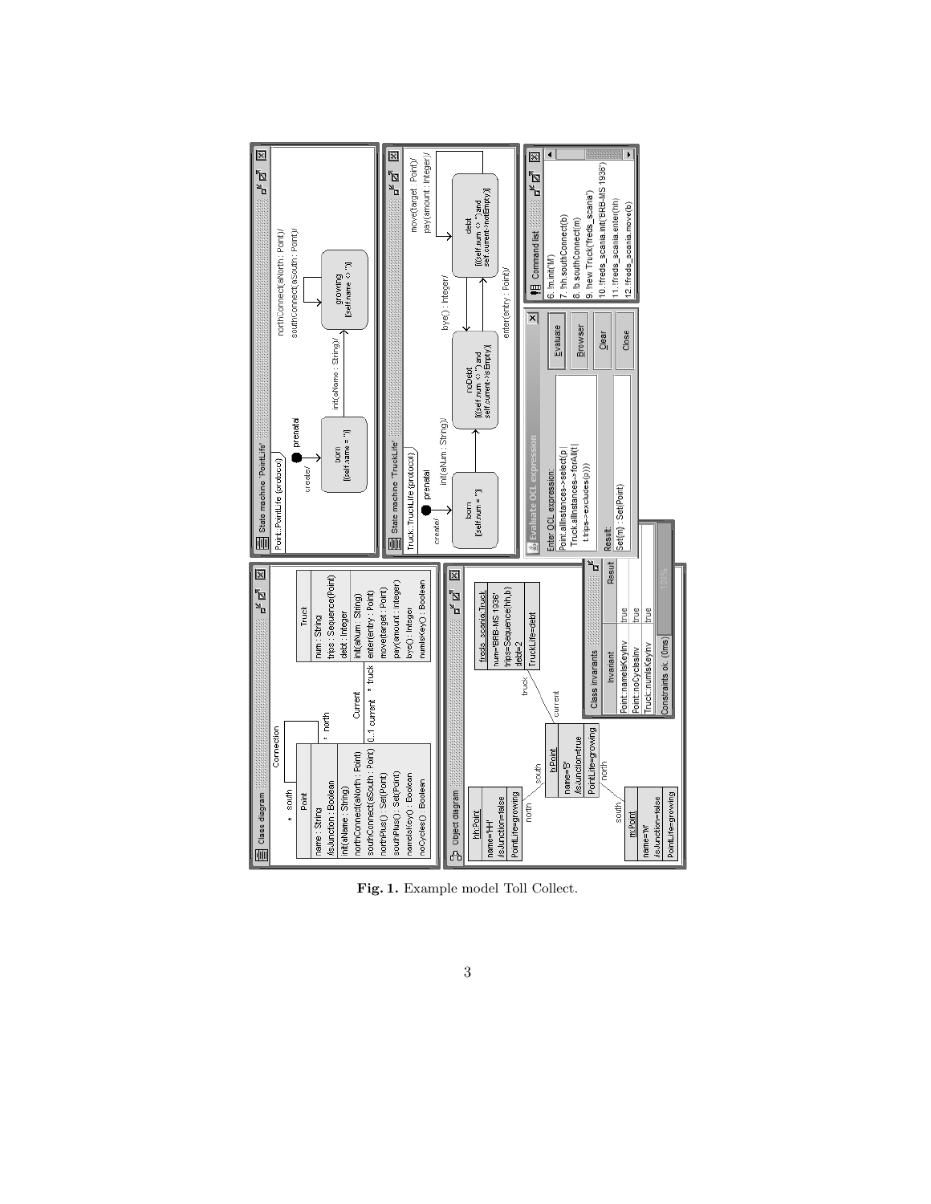**Fig. 1.** Example model Toll Collect.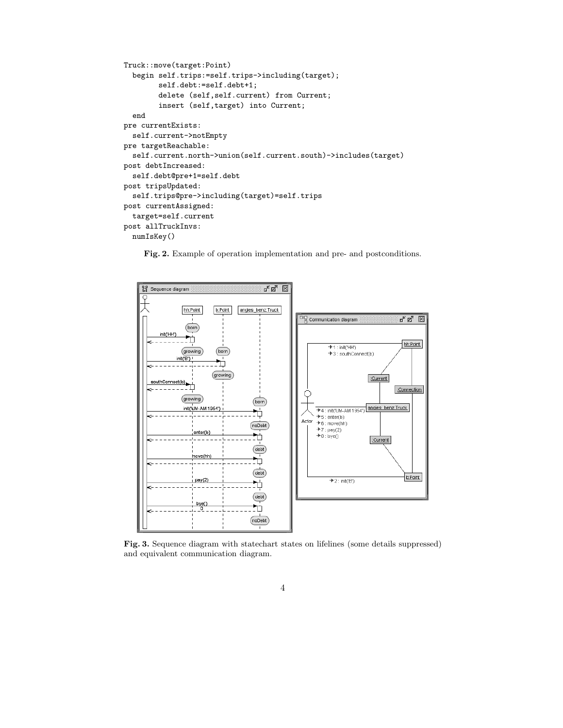```
Truck::move(target:Point)
  begin self.trips:=self.trips->including(target);
        self.debt:=self.debt+1;
        delete (self,self.current) from Current;
        insert (self,target) into Current;
  end
pre currentExists:
  self.current->notEmpty
pre targetReachable:
  self.current.north->union(self.current.south)->includes(target)
post debtIncreased:
  self.debt@pre+1=self.debt
post tripsUpdated:
  self.trips@pre->including(target)=self.trips
post currentAssigned:
  target=self.current
post allTruckInvs:
  numIsKey()
```

**Fig. 2.** Example of operation implementation and pre- and postconditions.

**Fig. 3.** Sequence diagram with statechart states on lifelines (some details suppressed) and equivalent communication diagram.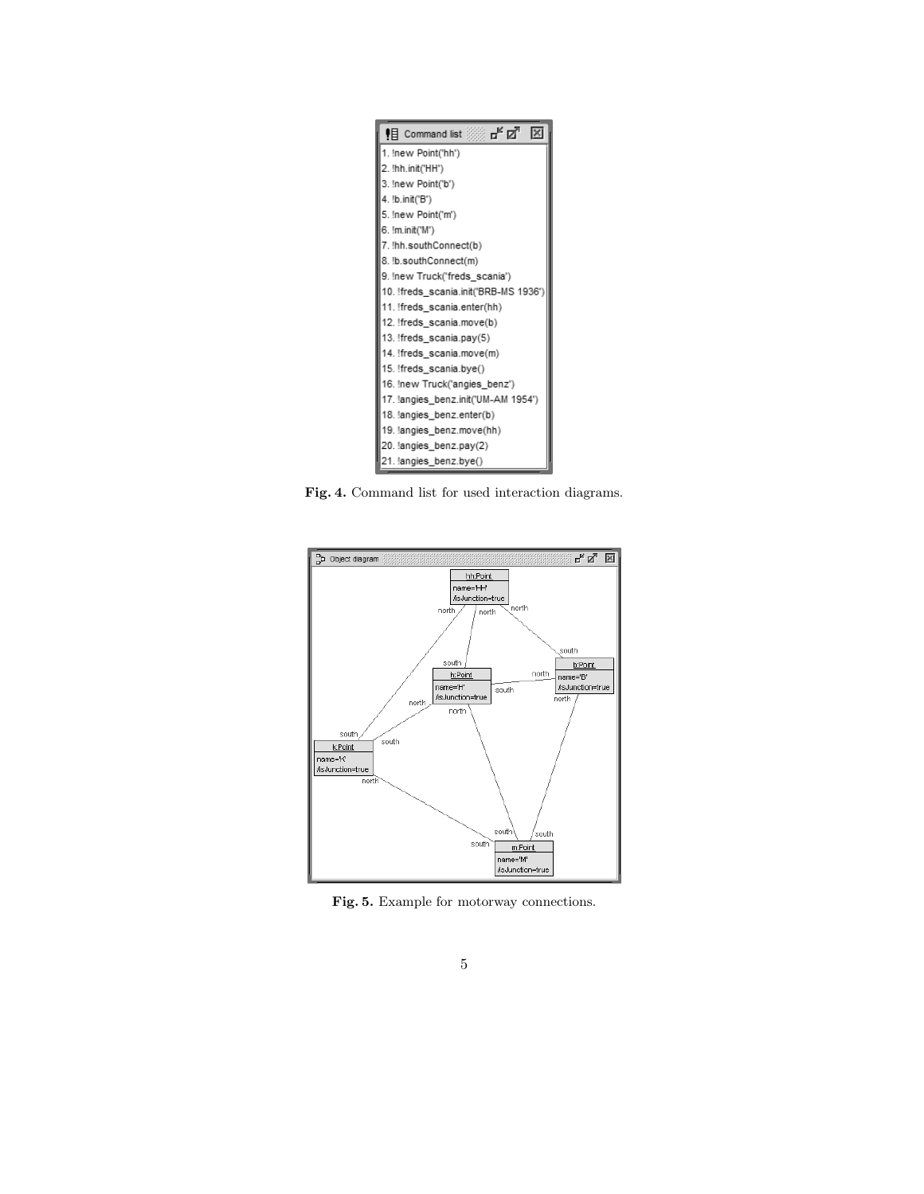```
1. !new Point('hh')
2. !hh.init('HH')
3. !new Point('b')
4. !b.init('B')
5. !new Point('m')
6. !m.init('M')
7. !hh.southConnect(b)
8. !b.southConnect(m)
9. !new Truck('freds_scania')
10. !freds_scania.init('BRB-MS 1936')
11. !freds_scania.enter(hh)
12. !freds_scania.move(b)
13. !freds_scania.pay(5)
14. !freds_scania.move(m)
15. !freds_scania.bye()
16. !new Truck('angies_benz')
17. !angies_benz.init('UM-AM 1954')
18. !angies_benz.enter(b)
19. !angies_benz.move(hh)
20. !angies_benz.pay(2)
21. !angies_benz.bye()
```

**Fig. 4.** Command list for used interaction diagrams.

**Fig. 5.** Example for motorway connections.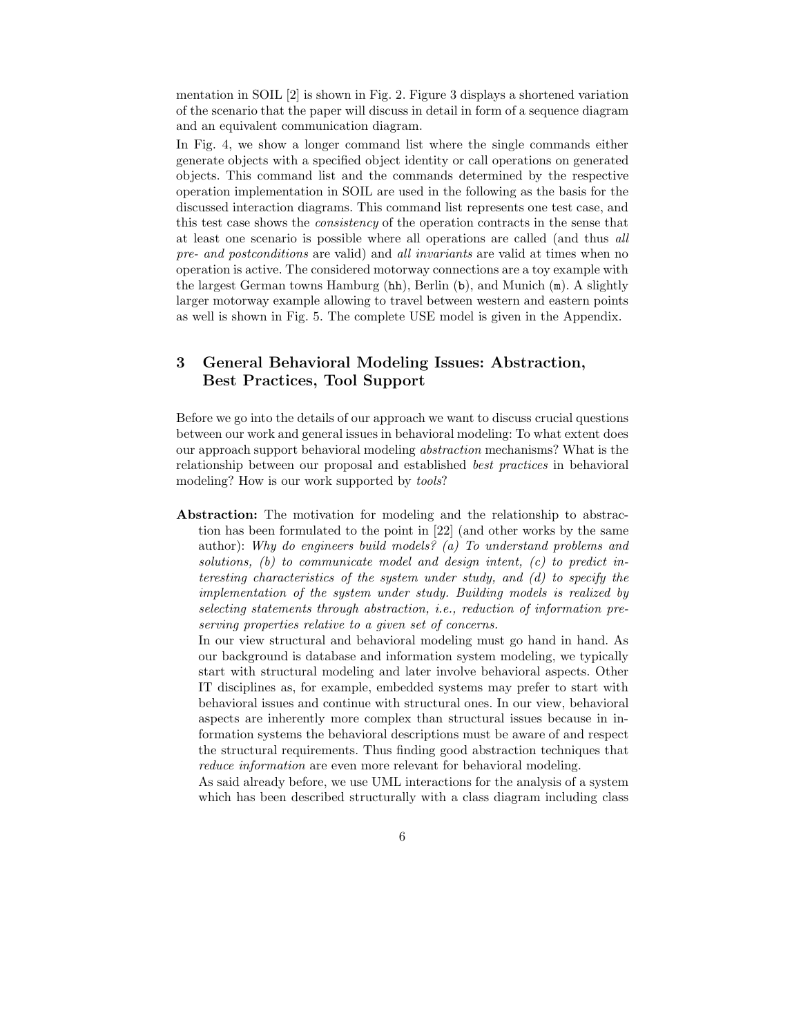mentation in SOIL [2] is shown in Fig. 2. Figure 3 displays a shortened variation of the scenario that the paper will discuss in detail in form of a sequence diagram and an equivalent communication diagram.

In Fig. 4, we show a longer command list where the single commands either generate objects with a specified object identity or call operations on generated objects. This command list and the commands determined by the respective operation implementation in SOIL are used in the following as the basis for the discussed interaction diagrams. This command list represents one test case, and this test case shows the *consistency* of the operation contracts in the sense that at least one scenario is possible where all operations are called (and thus *all pre- and postconditions* are valid) and *all invariants* are valid at times when no operation is active. The considered motorway connections are a toy example with the largest German towns Hamburg (`hh`), Berlin (`b`), and Munich (`m`). A slightly larger motorway example allowing to travel between western and eastern points as well is shown in Fig. 5. The complete USE model is given in the Appendix.

## 3 General Behavioral Modeling Issues: Abstraction, Best Practices, Tool Support

Before we go into the details of our approach we want to discuss crucial questions between our work and general issues in behavioral modeling: To what extent does our approach support behavioral modeling *abstraction* mechanisms? What is the relationship between our proposal and established *best practices* in behavioral modeling? How is our work supported by *tools*?

**Abstraction:** The motivation for modeling and the relationship to abstraction has been formulated to the point in [22] (and other works by the same author): *Why do engineers build models? (a) To understand problems and solutions, (b) to communicate model and design intent, (c) to predict interesting characteristics of the system under study, and (d) to specify the implementation of the system under study. Building models is realized by selecting statements through abstraction, i.e., reduction of information preserving properties relative to a given set of concerns.*

In our view structural and behavioral modeling must go hand in hand. As our background is database and information system modeling, we typically start with structural modeling and later involve behavioral aspects. Other IT disciplines as, for example, embedded systems may prefer to start with behavioral issues and continue with structural ones. In our view, behavioral aspects are inherently more complex than structural issues because in information systems the behavioral descriptions must be aware of and respect the structural requirements. Thus finding good abstraction techniques that *reduce information* are even more relevant for behavioral modeling.

As said already before, we use UML interactions for the analysis of a system which has been described structurally with a class diagram including class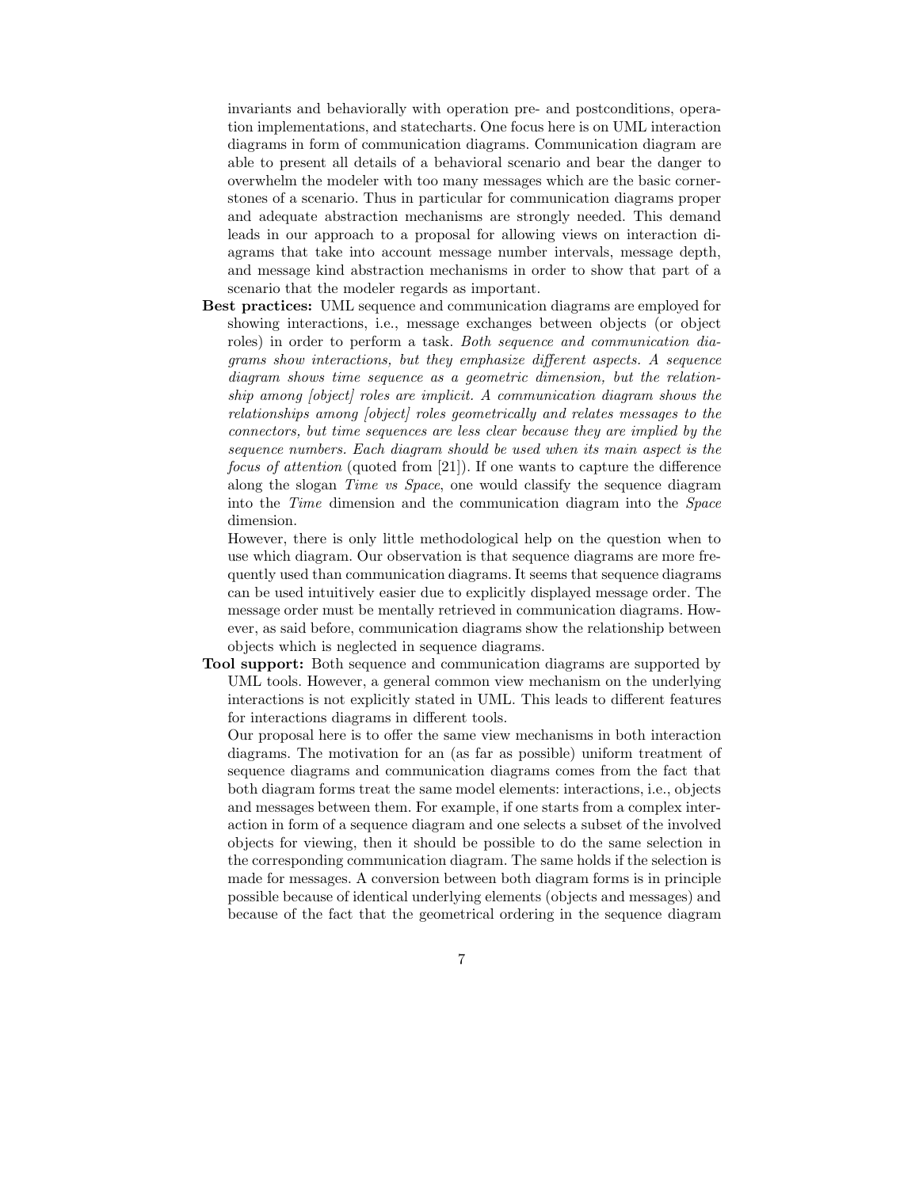invariants and behaviorally with operation pre- and postconditions, operation implementations, and statecharts. One focus here is on UML interaction diagrams in form of communication diagrams. Communication diagram are able to present all details of a behavioral scenario and bear the danger to overwhelm the modeler with too many messages which are the basic cornerstones of a scenario. Thus in particular for communication diagrams proper and adequate abstraction mechanisms are strongly needed. This demand leads in our approach to a proposal for allowing views on interaction diagrams that take into account message number intervals, message depth, and message kind abstraction mechanisms in order to show that part of a scenario that the modeler regards as important.

**Best practices:** UML sequence and communication diagrams are employed for showing interactions, i.e., message exchanges between objects (or object roles) in order to perform a task. *Both sequence and communication diagrams show interactions, but they emphasize different aspects. A sequence diagram shows time sequence as a geometric dimension, but the relationship among [object] roles are implicit. A communication diagram shows the relationships among [object] roles geometrically and relates messages to the connectors, but time sequences are less clear because they are implied by the sequence numbers. Each diagram should be used when its main aspect is the focus of attention* (quoted from [21]). If one wants to capture the difference along the slogan *Time vs Space*, one would classify the sequence diagram into the *Time* dimension and the communication diagram into the *Space* dimension.

However, there is only little methodological help on the question when to use which diagram. Our observation is that sequence diagrams are more frequently used than communication diagrams. It seems that sequence diagrams can be used intuitively easier due to explicitly displayed message order. The message order must be mentally retrieved in communication diagrams. However, as said before, communication diagrams show the relationship between objects which is neglected in sequence diagrams.

**Tool support:** Both sequence and communication diagrams are supported by UML tools. However, a general common view mechanism on the underlying interactions is not explicitly stated in UML. This leads to different features for interactions diagrams in different tools.

Our proposal here is to offer the same view mechanisms in both interaction diagrams. The motivation for an (as far as possible) uniform treatment of sequence diagrams and communication diagrams comes from the fact that both diagram forms treat the same model elements: interactions, i.e., objects and messages between them. For example, if one starts from a complex interaction in form of a sequence diagram and one selects a subset of the involved objects for viewing, then it should be possible to do the same selection in the corresponding communication diagram. The same holds if the selection is made for messages. A conversion between both diagram forms is in principle possible because of identical underlying elements (objects and messages) and because of the fact that the geometrical ordering in the sequence diagram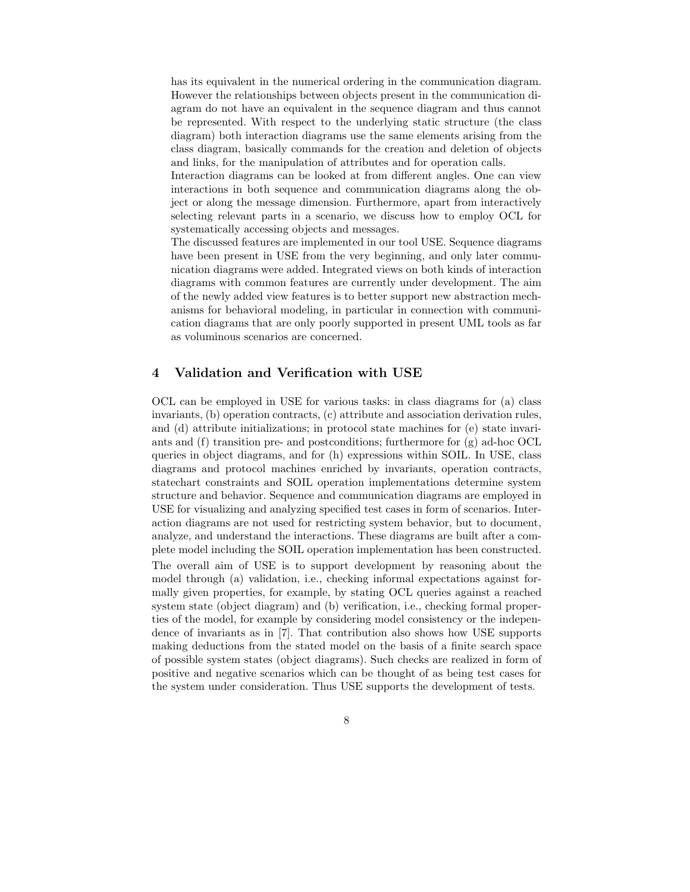has its equivalent in the numerical ordering in the communication diagram. However the relationships between objects present in the communication diagram do not have an equivalent in the sequence diagram and thus cannot be represented. With respect to the underlying static structure (the class diagram) both interaction diagrams use the same elements arising from the class diagram, basically commands for the creation and deletion of objects and links, for the manipulation of attributes and for operation calls.

Interaction diagrams can be looked at from different angles. One can view interactions in both sequence and communication diagrams along the object or along the message dimension. Furthermore, apart from interactively selecting relevant parts in a scenario, we discuss how to employ OCL for systematically accessing objects and messages.

The discussed features are implemented in our tool USE. Sequence diagrams have been present in USE from the very beginning, and only later communication diagrams were added. Integrated views on both kinds of interaction diagrams with common features are currently under development. The aim of the newly added view features is to better support new abstraction mechanisms for behavioral modeling, in particular in connection with communication diagrams that are only poorly supported in present UML tools as far as voluminous scenarios are concerned.

## 4 Validation and Verification with USE

OCL can be employed in USE for various tasks: in class diagrams for (a) class invariants, (b) operation contracts, (c) attribute and association derivation rules, and (d) attribute initializations; in protocol state machines for (e) state invariants and (f) transition pre- and postconditions; furthermore for (g) ad-hoc OCL queries in object diagrams, and for (h) expressions within SOIL. In USE, class diagrams and protocol machines enriched by invariants, operation contracts, statechart constraints and SOIL operation implementations determine system structure and behavior. Sequence and communication diagrams are employed in USE for visualizing and analyzing specified test cases in form of scenarios. Interaction diagrams are not used for restricting system behavior, but to document, analyze, and understand the interactions. These diagrams are built after a complete model including the SOIL operation implementation has been constructed.

The overall aim of USE is to support development by reasoning about the model through (a) validation, i.e., checking informal expectations against formally given properties, for example, by stating OCL queries against a reached system state (object diagram) and (b) verification, i.e., checking formal properties of the model, for example by considering model consistency or the independence of invariants as in [7]. That contribution also shows how USE supports making deductions from the stated model on the basis of a finite search space of possible system states (object diagrams). Such checks are realized in form of positive and negative scenarios which can be thought of as being test cases for the system under consideration. Thus USE supports the development of tests.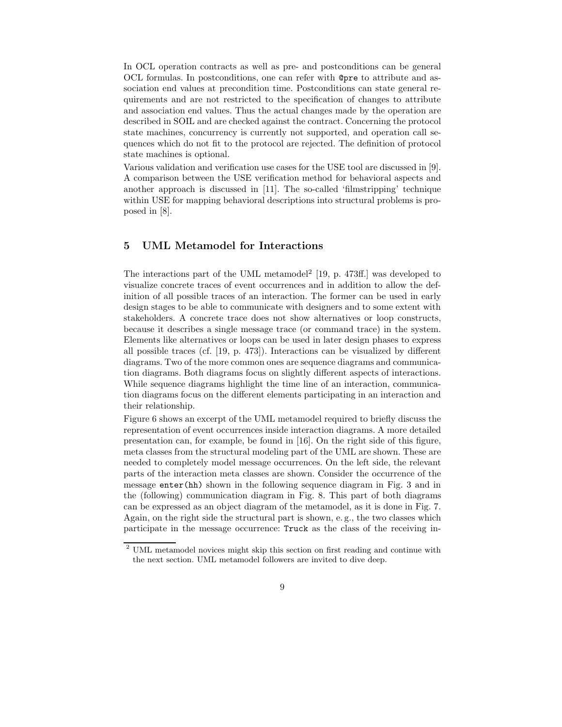In OCL operation contracts as well as pre- and postconditions can be general OCL formulas. In postconditions, one can refer with `@pre` to attribute and association end values at precondition time. Postconditions can state general requirements and are not restricted to the specification of changes to attribute and association end values. Thus the actual changes made by the operation are described in SOIL and are checked against the contract. Concerning the protocol state machines, concurrency is currently not supported, and operation call sequences which do not fit to the protocol are rejected. The definition of protocol state machines is optional.

Various validation and verification use cases for the USE tool are discussed in [9]. A comparison between the USE verification method for behavioral aspects and another approach is discussed in [11]. The so-called 'filmstripping' technique within USE for mapping behavioral descriptions into structural problems is proposed in [8].

## 5 UML Metamodel for Interactions

The interactions part of the UML metamodel[2] [19, p. 473ff.] was developed to visualize concrete traces of event occurrences and in addition to allow the definition of all possible traces of an interaction. The former can be used in early design stages to be able to communicate with designers and to some extent with stakeholders. A concrete trace does not show alternatives or loop constructs, because it describes a single message trace (or command trace) in the system. Elements like alternatives or loops can be used in later design phases to express all possible traces (cf. [19, p. 473]). Interactions can be visualized by different diagrams. Two of the more common ones are sequence diagrams and communication diagrams. Both diagrams focus on slightly different aspects of interactions. While sequence diagrams highlight the time line of an interaction, communication diagrams focus on the different elements participating in an interaction and their relationship.

Figure 6 shows an excerpt of the UML metamodel required to briefly discuss the representation of event occurrences inside interaction diagrams. A more detailed presentation can, for example, be found in [16]. On the right side of this figure, meta classes from the structural modeling part of the UML are shown. These are needed to completely model message occurrences. On the left side, the relevant parts of the interaction meta classes are shown. Consider the occurrence of the message `enter(hh)` shown in the following sequence diagram in Fig. 3 and in the (following) communication diagram in Fig. 8. This part of both diagrams can be expressed as an object diagram of the metamodel, as it is done in Fig. 7. Again, on the right side the structural part is shown, e. g., the two classes which participate in the message occurrence: `Truck` as the class of the receiving in-

[2] UML metamodel novices might skip this section on first reading and continue with the next section. UML metamodel followers are invited to dive deep.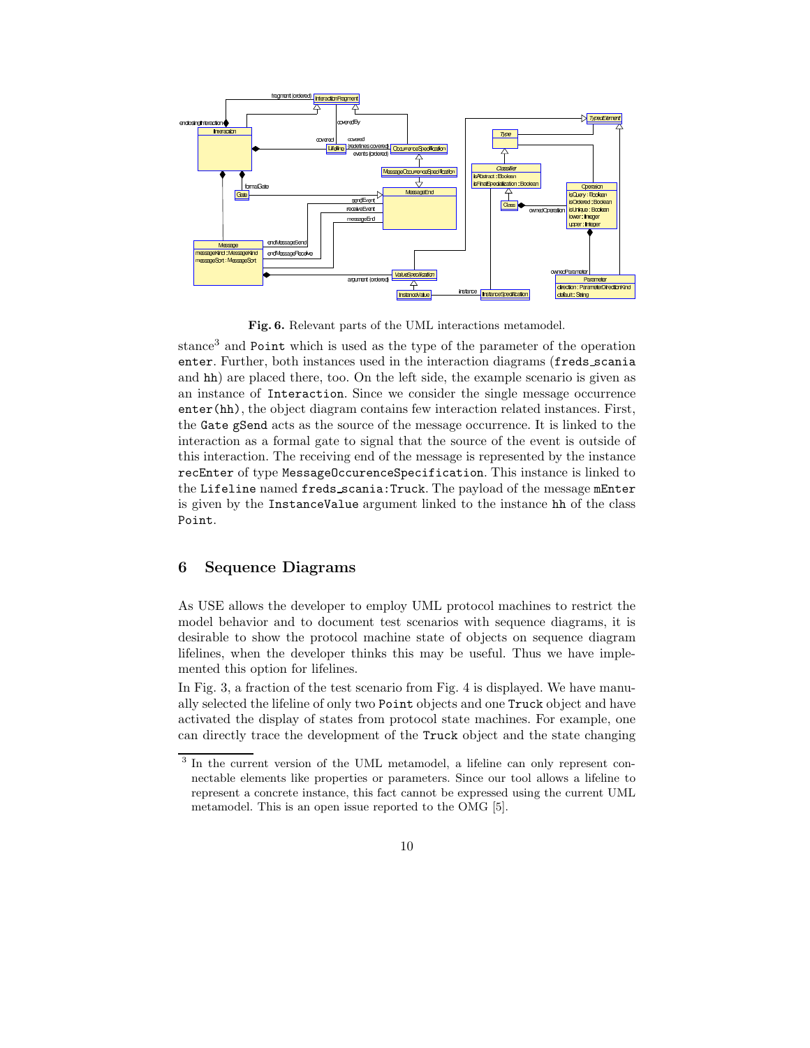**Fig. 6.** Relevant parts of the UML interactions metamodel.

stance[3] and `Point` which is used as the type of the parameter of the operation `enter`. Further, both instances used in the interaction diagrams (`freds_scania` and `hh`) are placed there, too. On the left side, the example scenario is given as an instance of `Interaction`. Since we consider the single message occurrence `enter(hh)`, the object diagram contains few interaction related instances. First, the `Gate gSend` acts as the source of the message occurrence. It is linked to the interaction as a formal gate to signal that the source of the event is outside of this interaction. The receiving end of the message is represented by the instance `recEnter` of type `MessageOccurenceSpecification`. This instance is linked to the `Lifeline` named `freds_scania:Truck`. The payload of the message `mEnter` is given by the `InstanceValue` argument linked to the instance `hh` of the class `Point`.

## 6 Sequence Diagrams

As USE allows the developer to employ UML protocol machines to restrict the model behavior and to document test scenarios with sequence diagrams, it is desirable to show the protocol machine state of objects on sequence diagram lifelines, when the developer thinks this may be useful. Thus we have implemented this option for lifelines.

In Fig. 3, a fraction of the test scenario from Fig. 4 is displayed. We have manually selected the lifeline of only two `Point` objects and one `Truck` object and have activated the display of states from protocol state machines. For example, one can directly trace the development of the `Truck` object and the state changing

[3] In the current version of the UML metamodel, a lifeline can only represent connectable elements like properties or parameters. Since our tool allows a lifeline to represent a concrete instance, this fact cannot be expressed using the current UML metamodel. This is an open issue reported to the OMG [5].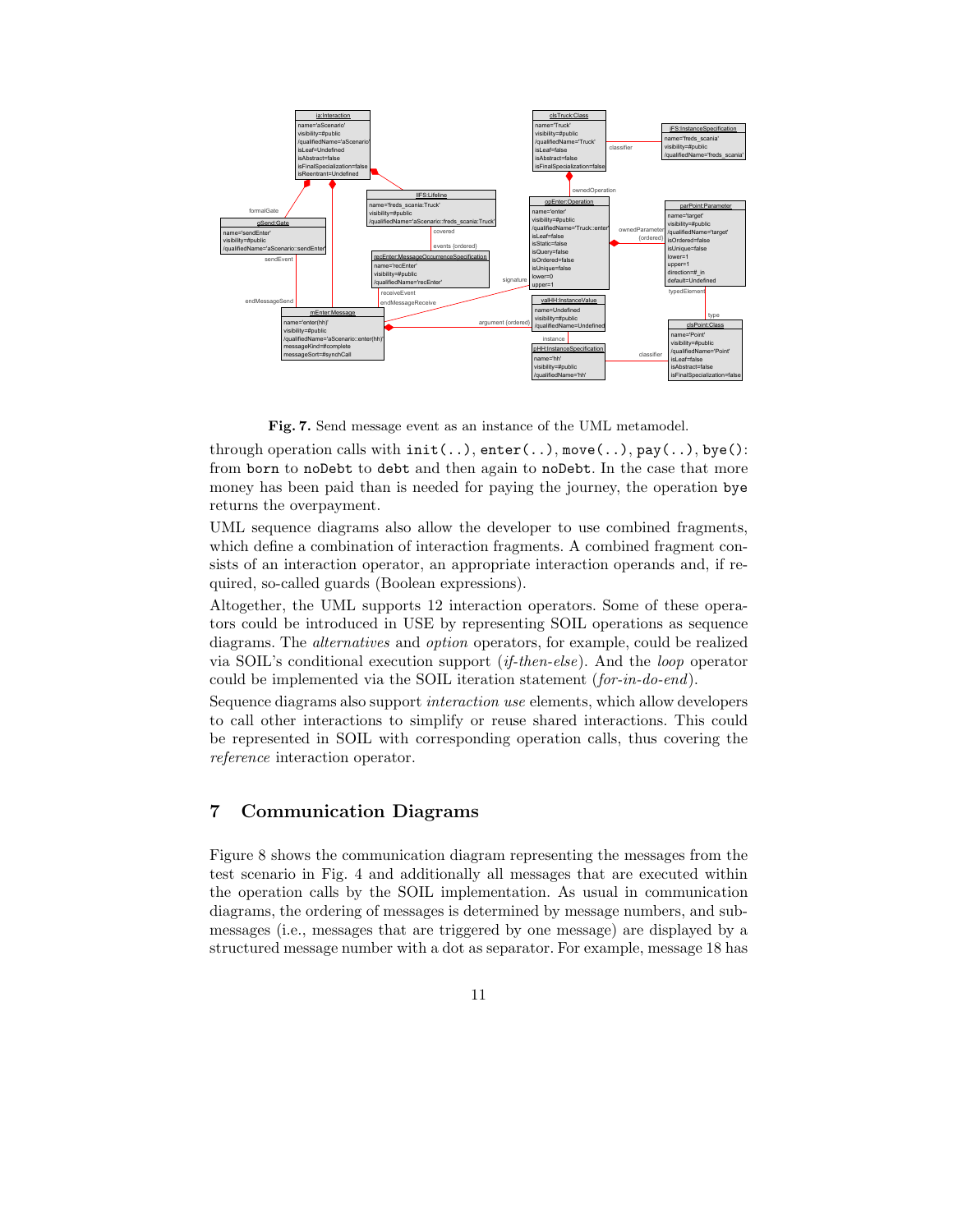**Fig. 7.** Send message event as an instance of the UML metamodel.

through operation calls with `init(..)`, `enter(..)`, `move(..)`, `pay(..)`, `bye()`: from `born` to `noDebt` to `debt` and then again to `noDebt`. In the case that more money has been paid than is needed for paying the journey, the operation `bye` returns the overpayment.

UML sequence diagrams also allow the developer to use combined fragments, which define a combination of interaction fragments. A combined fragment consists of an interaction operator, an appropriate interaction operands and, if required, so-called guards (Boolean expressions).

Altogether, the UML supports 12 interaction operators. Some of these operators could be introduced in USE by representing SOIL operations as sequence diagrams. The *alternatives* and *option* operators, for example, could be realized via SOIL's conditional execution support (*if-then-else*). And the *loop* operator could be implemented via the SOIL iteration statement (*for-in-do-end*).

Sequence diagrams also support *interaction use* elements, which allow developers to call other interactions to simplify or reuse shared interactions. This could be represented in SOIL with corresponding operation calls, thus covering the *reference* interaction operator.

## 7 Communication Diagrams

Figure 8 shows the communication diagram representing the messages from the test scenario in Fig. 4 and additionally all messages that are executed within the operation calls by the SOIL implementation. As usual in communication diagrams, the ordering of messages is determined by message numbers, and submessages (i.e., messages that are triggered by one message) are displayed by a structured message number with a dot as separator. For example, message 18 has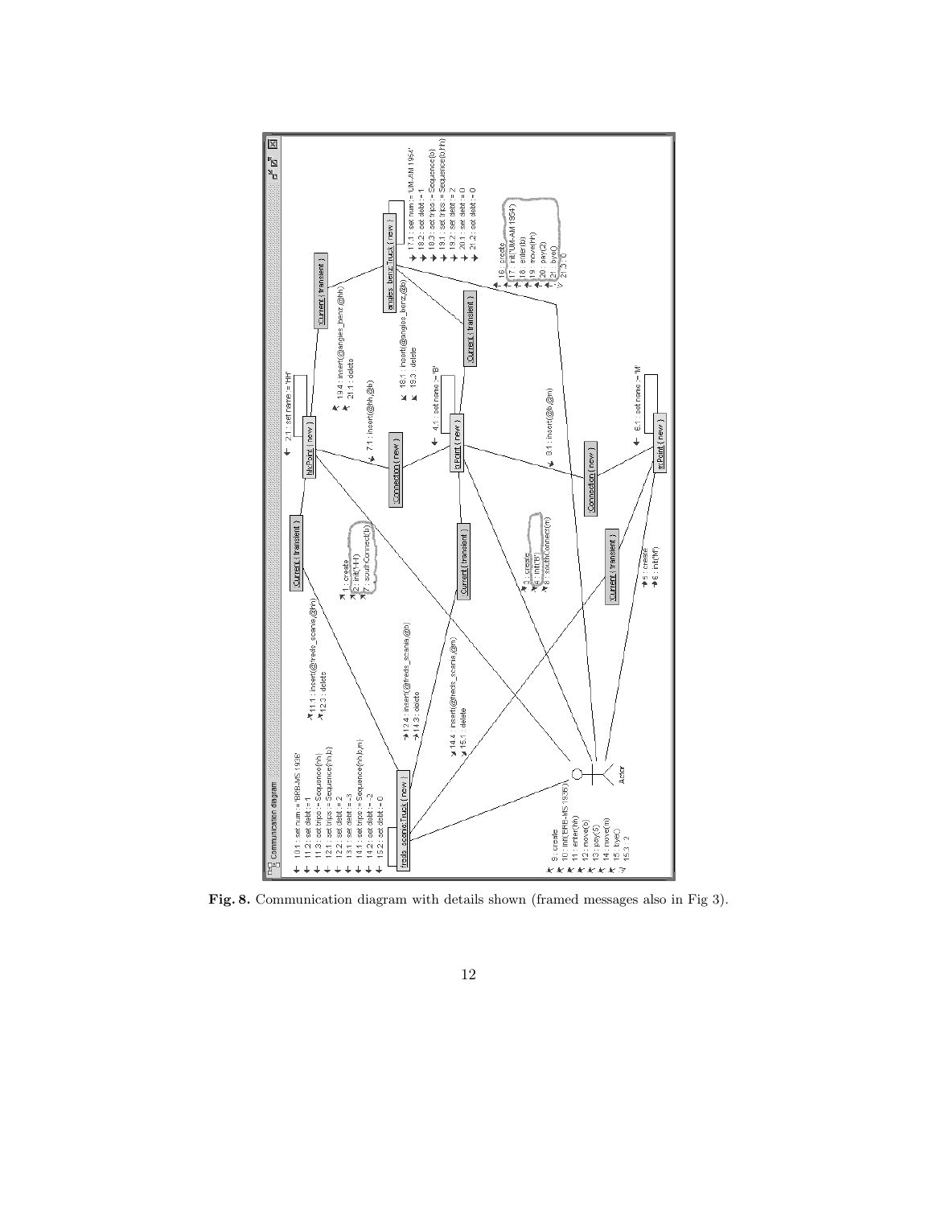Fig. 8. Communication diagram with details shown (framed messages also in Fig 3).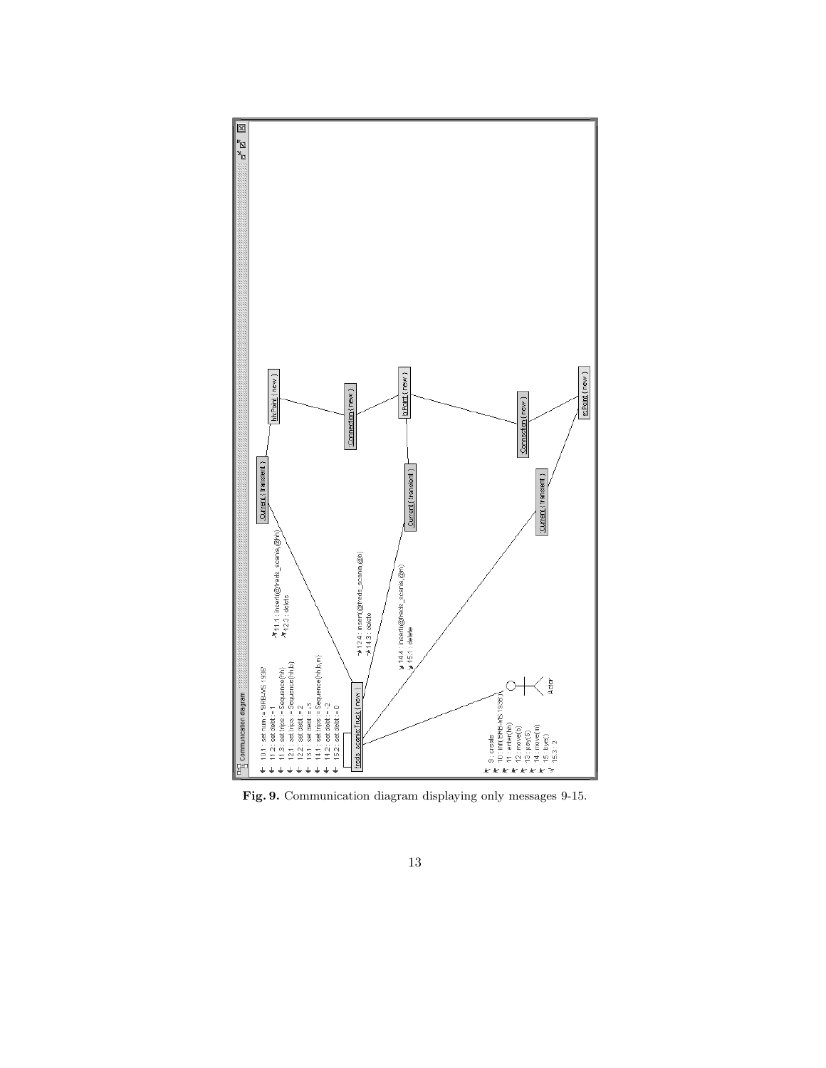Fig. 9. Communication diagram displaying only messages 9-15.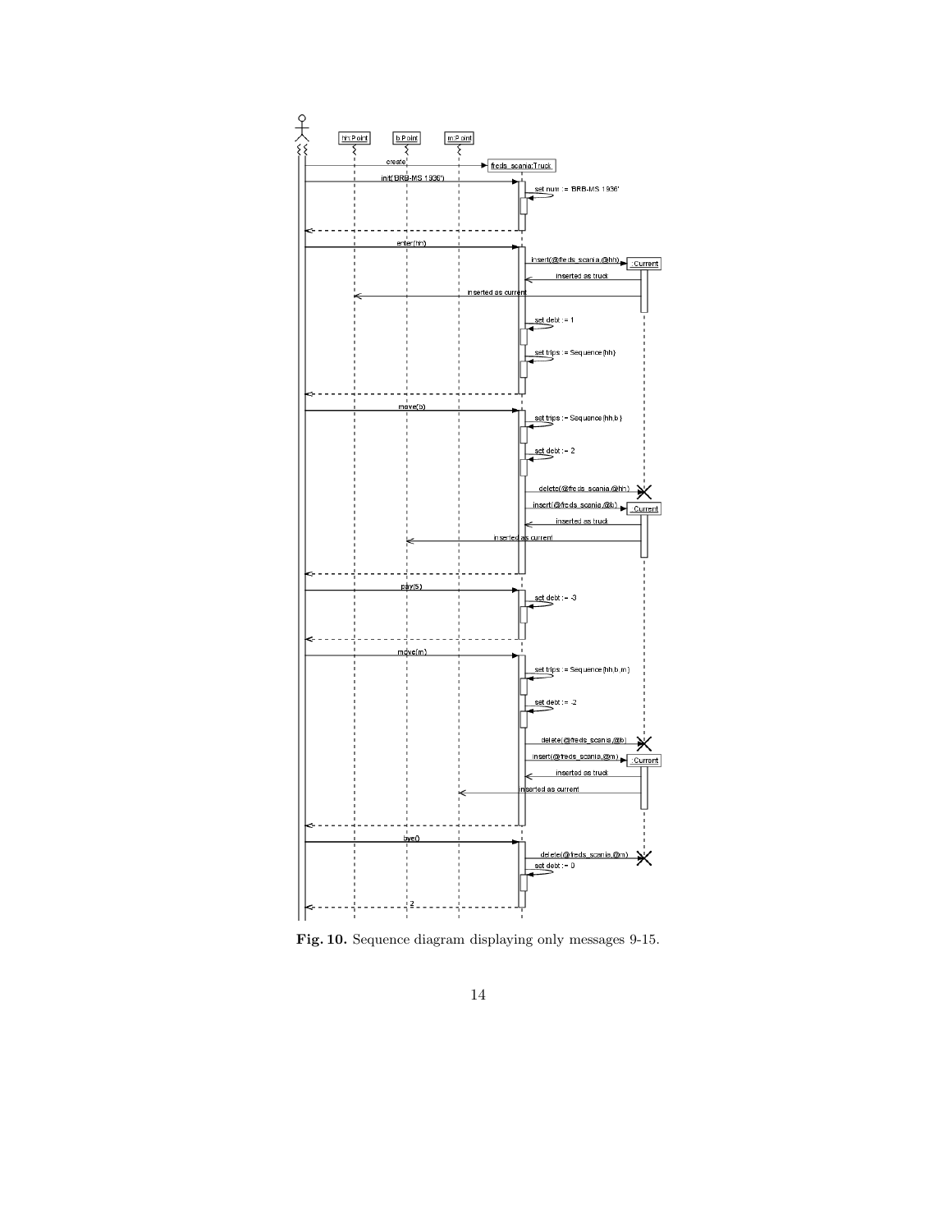Fig. 10. Sequence diagram displaying only messages 9-15.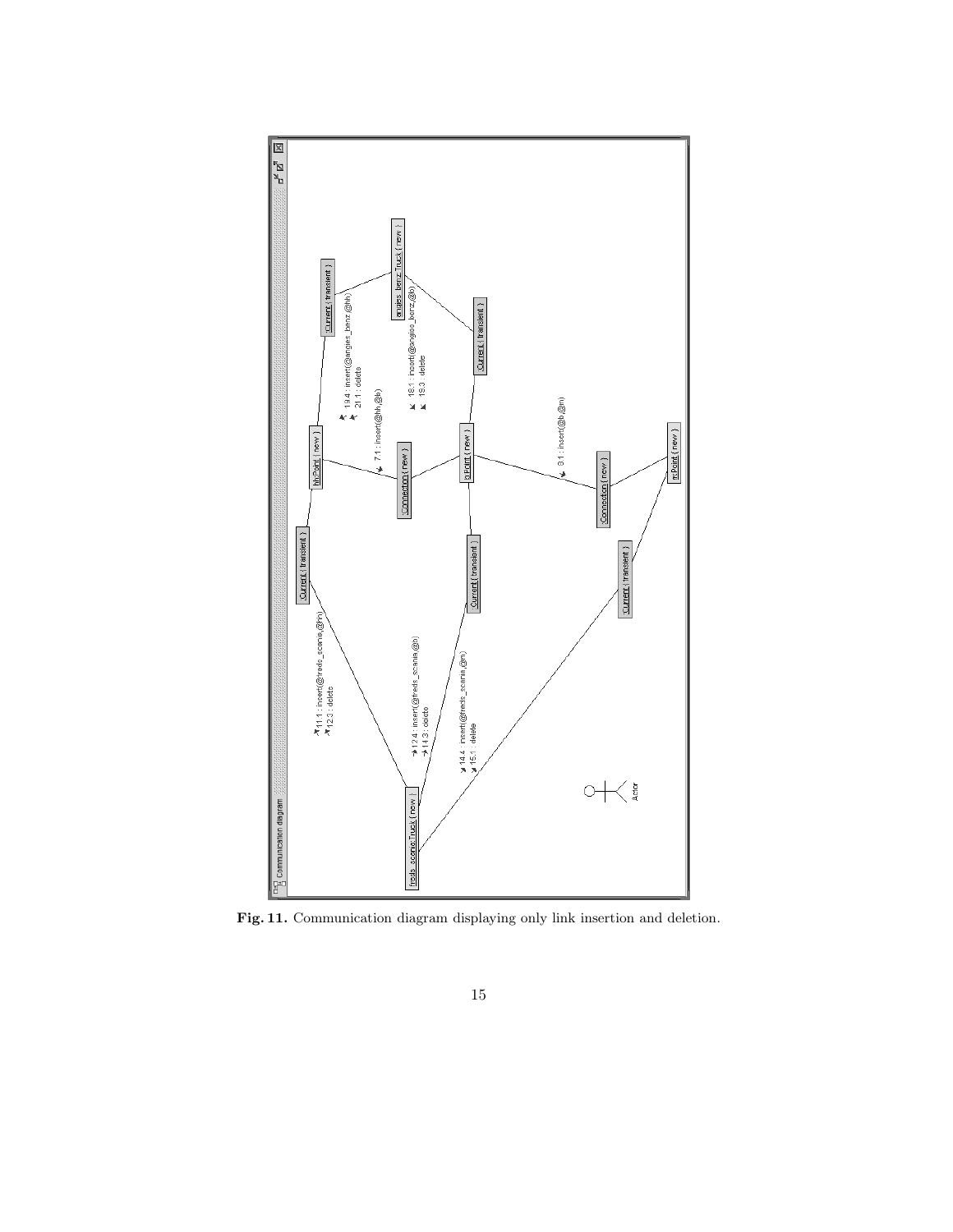**Fig. 11.** Communication diagram displaying only link insertion and deletion.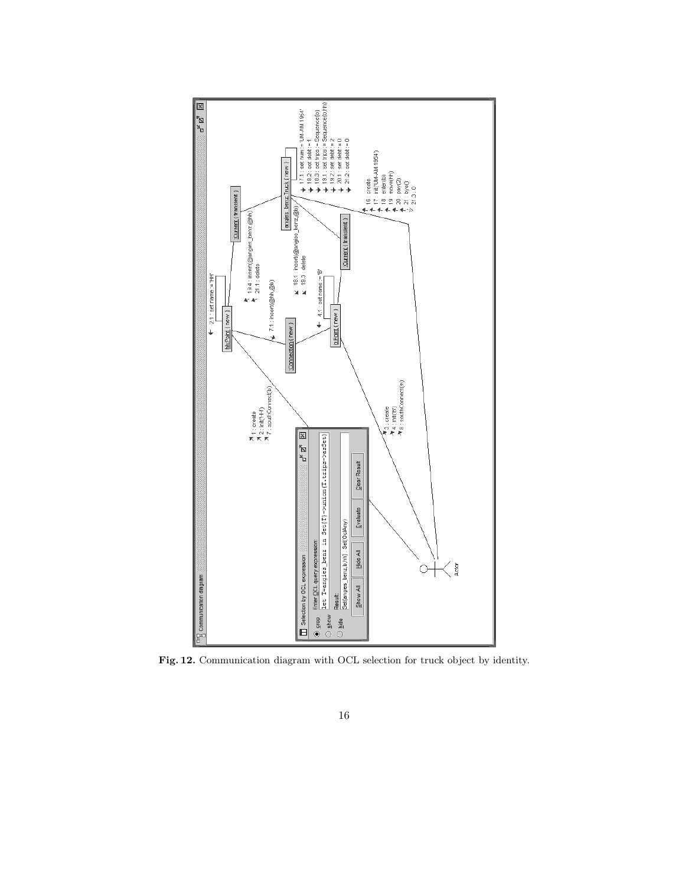**Fig. 12.** Communication diagram with OCL selection for truck object by identity.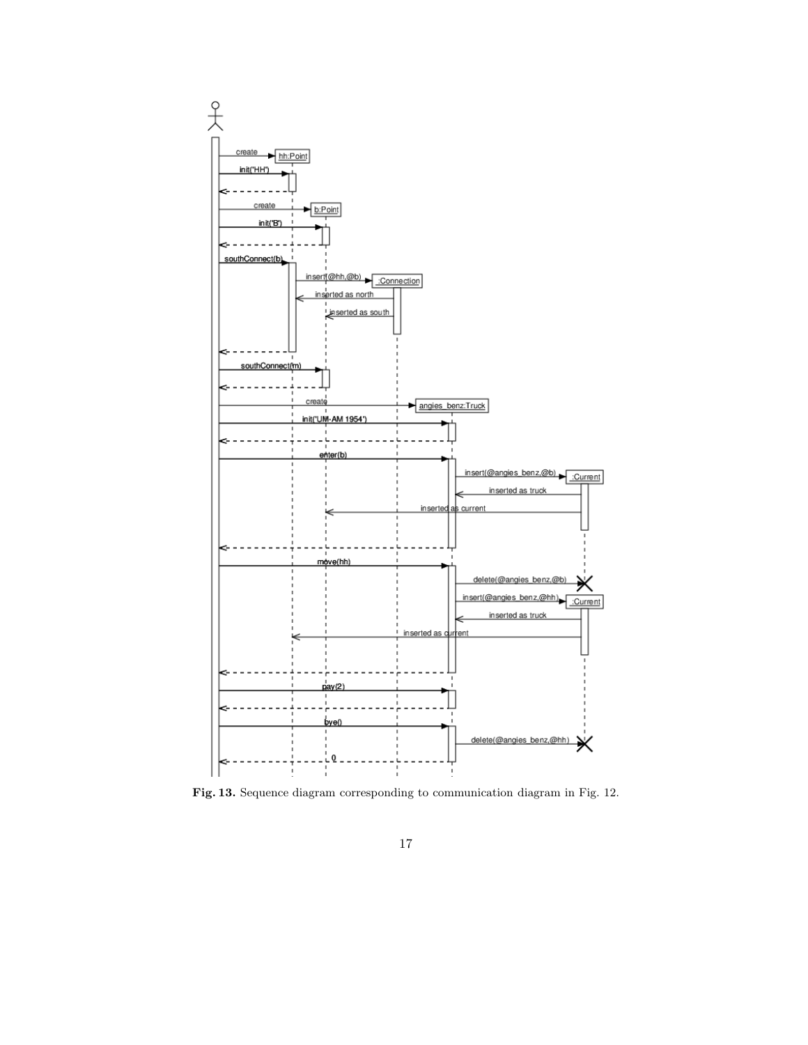Fig. 13. Sequence diagram corresponding to communication diagram in Fig. 12.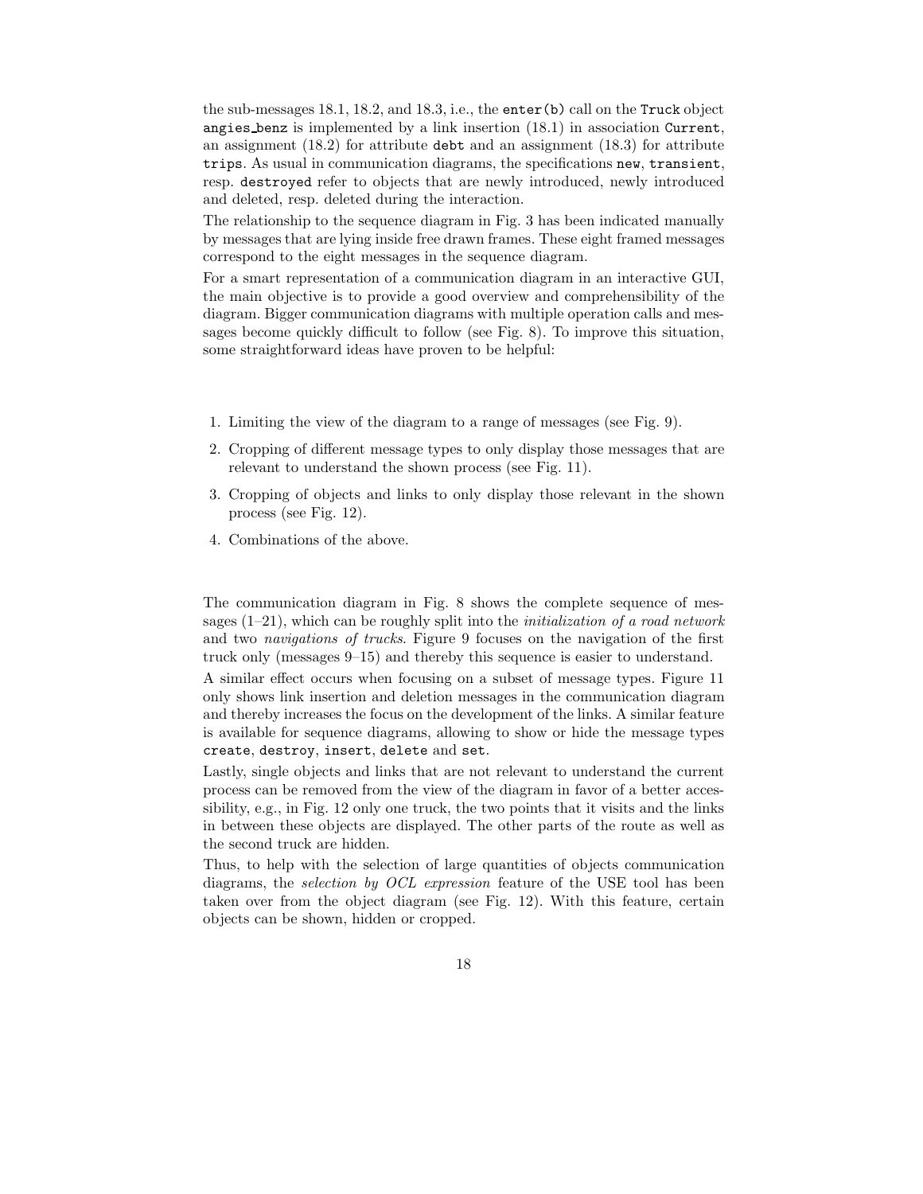the sub-messages 18.1, 18.2, and 18.3, i.e., the `enter(b)` call on the `Truck` object `angies_benz` is implemented by a link insertion (18.1) in association `Current`, an assignment (18.2) for attribute `debt` and an assignment (18.3) for attribute `trips`. As usual in communication diagrams, the specifications `new`, `transient`, resp. `destroyed` refer to objects that are newly introduced, newly introduced and deleted, resp. deleted during the interaction.

The relationship to the sequence diagram in Fig. 3 has been indicated manually by messages that are lying inside free drawn frames. These eight framed messages correspond to the eight messages in the sequence diagram.

For a smart representation of a communication diagram in an interactive GUI, the main objective is to provide a good overview and comprehensibility of the diagram. Bigger communication diagrams with multiple operation calls and messages become quickly difficult to follow (see Fig. 8). To improve this situation, some straightforward ideas have proven to be helpful:

1. Limiting the view of the diagram to a range of messages (see Fig. 9).
2. Cropping of different message types to only display those messages that are relevant to understand the shown process (see Fig. 11).
3. Cropping of objects and links to only display those relevant in the shown process (see Fig. 12).
4. Combinations of the above.

The communication diagram in Fig. 8 shows the complete sequence of messages (1–21), which can be roughly split into the *initialization of a road network* and two *navigations of trucks*. Figure 9 focuses on the navigation of the first truck only (messages 9–15) and thereby this sequence is easier to understand.

A similar effect occurs when focusing on a subset of message types. Figure 11 only shows link insertion and deletion messages in the communication diagram and thereby increases the focus on the development of the links. A similar feature is available for sequence diagrams, allowing to show or hide the message types `create`, `destroy`, `insert`, `delete` and `set`.

Lastly, single objects and links that are not relevant to understand the current process can be removed from the view of the diagram in favor of a better accessibility, e.g., in Fig. 12 only one truck, the two points that it visits and the links in between these objects are displayed. The other parts of the route as well as the second truck are hidden.

Thus, to help with the selection of large quantities of objects communication diagrams, the *selection by OCL expression* feature of the USE tool has been taken over from the object diagram (see Fig. 12). With this feature, certain objects can be shown, hidden or cropped.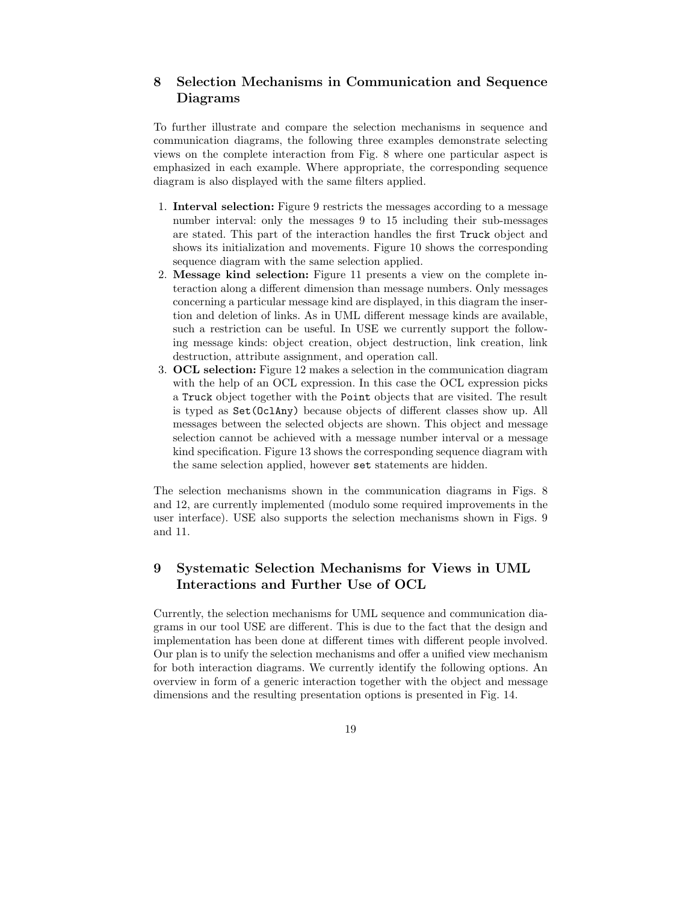## 8 Selection Mechanisms in Communication and Sequence Diagrams

To further illustrate and compare the selection mechanisms in sequence and communication diagrams, the following three examples demonstrate selecting views on the complete interaction from Fig. 8 where one particular aspect is emphasized in each example. Where appropriate, the corresponding sequence diagram is also displayed with the same filters applied.

1. **Interval selection:** Figure 9 restricts the messages according to a message number interval: only the messages 9 to 15 including their sub-messages are stated. This part of the interaction handles the first `Truck` object and shows its initialization and movements. Figure 10 shows the corresponding sequence diagram with the same selection applied.
2. **Message kind selection:** Figure 11 presents a view on the complete interaction along a different dimension than message numbers. Only messages concerning a particular message kind are displayed, in this diagram the insertion and deletion of links. As in UML different message kinds are available, such a restriction can be useful. In USE we currently support the following message kinds: object creation, object destruction, link creation, link destruction, attribute assignment, and operation call.
3. **OCL selection:** Figure 12 makes a selection in the communication diagram with the help of an OCL expression. In this case the OCL expression picks a `Truck` object together with the `Point` objects that are visited. The result is typed as `Set(OclAny)` because objects of different classes show up. All messages between the selected objects are shown. This object and message selection cannot be achieved with a message number interval or a message kind specification. Figure 13 shows the corresponding sequence diagram with the same selection applied, however `set` statements are hidden.

The selection mechanisms shown in the communication diagrams in Figs. 8 and 12, are currently implemented (modulo some required improvements in the user interface). USE also supports the selection mechanisms shown in Figs. 9 and 11.

## 9 Systematic Selection Mechanisms for Views in UML Interactions and Further Use of OCL

Currently, the selection mechanisms for UML sequence and communication diagrams in our tool USE are different. This is due to the fact that the design and implementation has been done at different times with different people involved. Our plan is to unify the selection mechanisms and offer a unified view mechanism for both interaction diagrams. We currently identify the following options. An overview in form of a generic interaction together with the object and message dimensions and the resulting presentation options is presented in Fig. 14.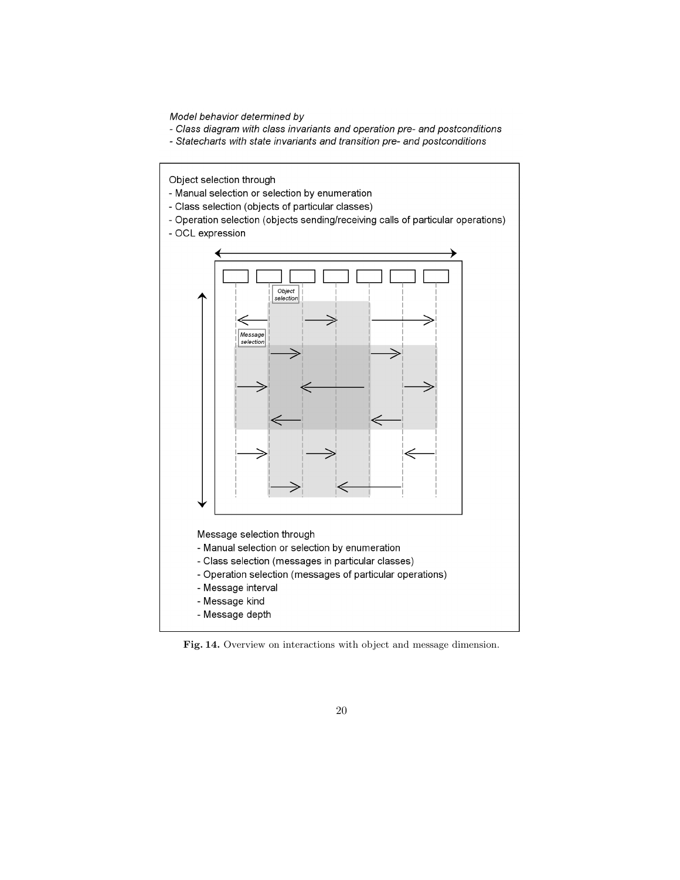*Model behavior determined by*
*- Class diagram with class invariants and operation pre- and postconditions*
*- Statecharts with state invariants and transition pre- and postconditions*

Object selection through
- Manual selection or selection by enumeration
- Class selection (objects of particular classes)
- Operation selection (objects sending/receiving calls of particular operations)
- OCL expression

*Object selection*

*Message selection*

Message selection through
- Manual selection or selection by enumeration
- Class selection (messages in particular classes)
- Operation selection (messages of particular operations)
- Message interval
- Message kind
- Message depth

**Fig. 14.** Overview on interactions with object and message dimension.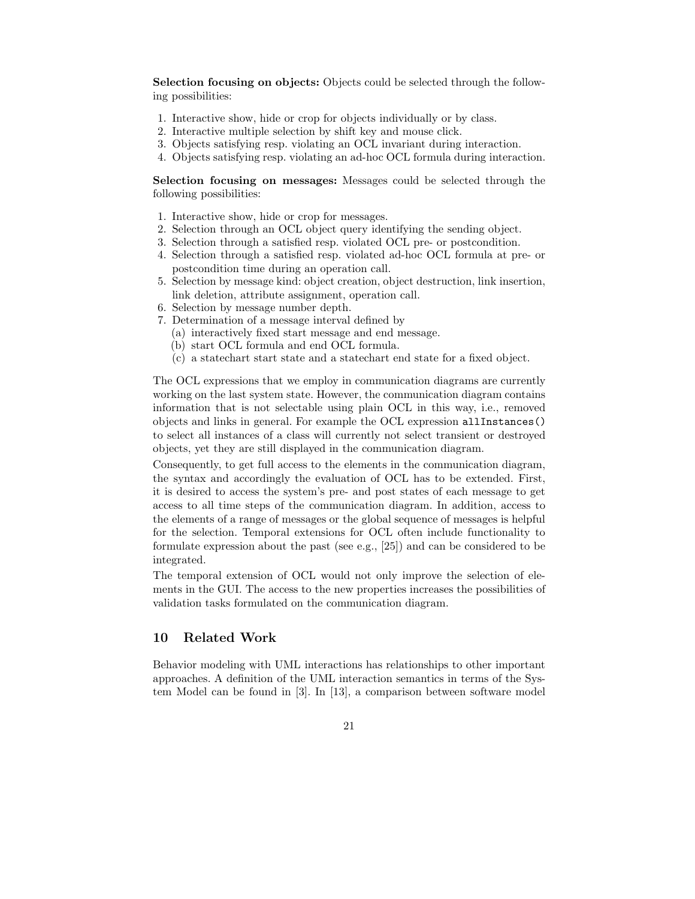**Selection focusing on objects:** Objects could be selected through the following possibilities:

1. Interactive show, hide or crop for objects individually or by class.
2. Interactive multiple selection by shift key and mouse click.
3. Objects satisfying resp. violating an OCL invariant during interaction.
4. Objects satisfying resp. violating an ad-hoc OCL formula during interaction.

**Selection focusing on messages:** Messages could be selected through the following possibilities:

1. Interactive show, hide or crop for messages.
2. Selection through an OCL object query identifying the sending object.
3. Selection through a satisfied resp. violated OCL pre- or postcondition.
4. Selection through a satisfied resp. violated ad-hoc OCL formula at pre- or postcondition time during an operation call.
5. Selection by message kind: object creation, object destruction, link insertion, link deletion, attribute assignment, operation call.
6. Selection by message number depth.
7. Determination of a message interval defined by
   (a) interactively fixed start message and end message.
   (b) start OCL formula and end OCL formula.
   (c) a statechart start state and a statechart end state for a fixed object.

The OCL expressions that we employ in communication diagrams are currently working on the last system state. However, the communication diagram contains information that is not selectable using plain OCL in this way, i.e., removed objects and links in general. For example the OCL expression `allInstances()` to select all instances of a class will currently not select transient or destroyed objects, yet they are still displayed in the communication diagram.

Consequently, to get full access to the elements in the communication diagram, the syntax and accordingly the evaluation of OCL has to be extended. First, it is desired to access the system's pre- and post states of each message to get access to all time steps of the communication diagram. In addition, access to the elements of a range of messages or the global sequence of messages is helpful for the selection. Temporal extensions for OCL often include functionality to formulate expression about the past (see e.g., [25]) and can be considered to be integrated.

The temporal extension of OCL would not only improve the selection of elements in the GUI. The access to the new properties increases the possibilities of validation tasks formulated on the communication diagram.

## 10 Related Work

Behavior modeling with UML interactions has relationships to other important approaches. A definition of the UML interaction semantics in terms of the System Model can be found in [3]. In [13], a comparison between software model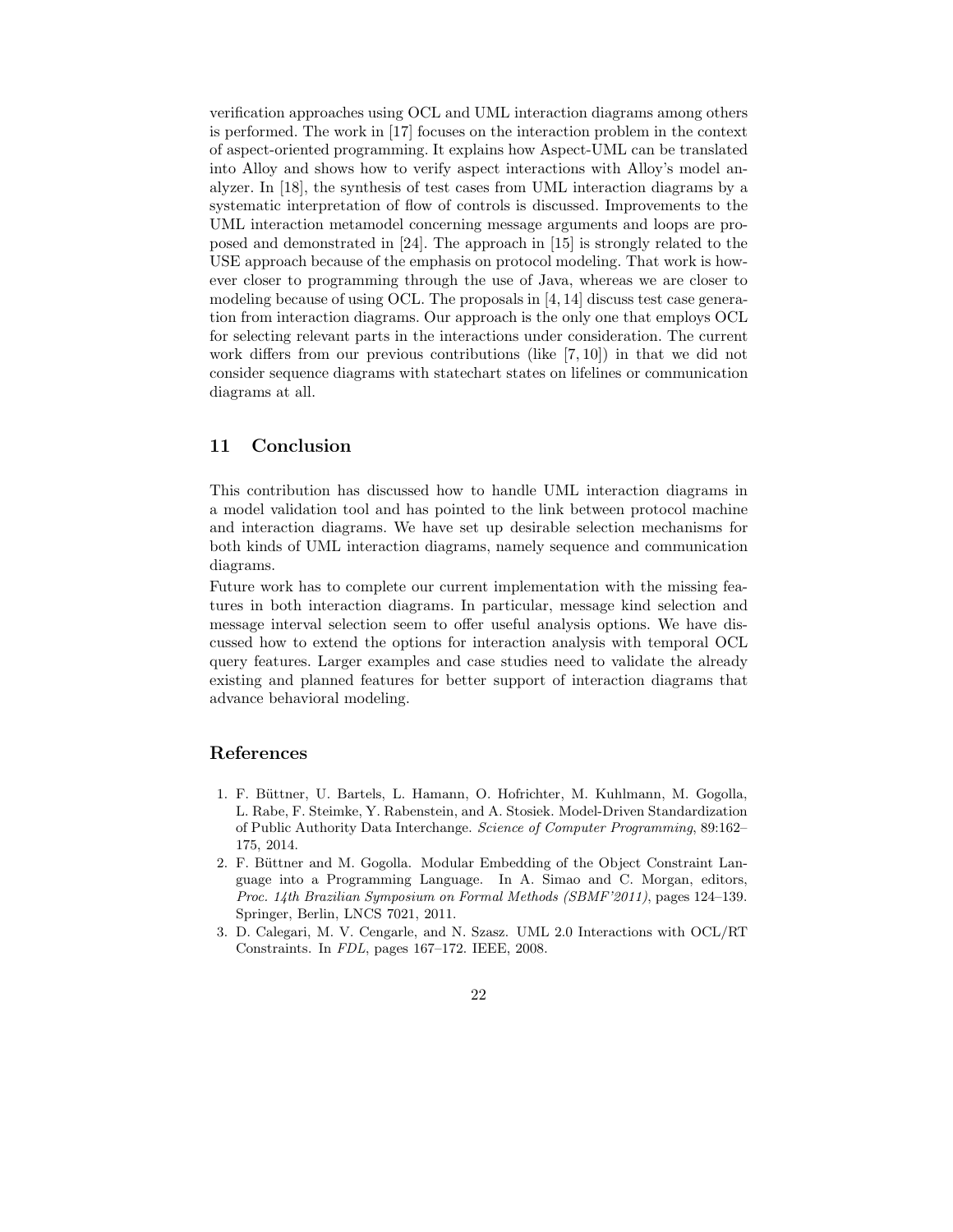verification approaches using OCL and UML interaction diagrams among others is performed. The work in [17] focuses on the interaction problem in the context of aspect-oriented programming. It explains how Aspect-UML can be translated into Alloy and shows how to verify aspect interactions with Alloy's model analyzer. In [18], the synthesis of test cases from UML interaction diagrams by a systematic interpretation of flow of controls is discussed. Improvements to the UML interaction metamodel concerning message arguments and loops are proposed and demonstrated in [24]. The approach in [15] is strongly related to the USE approach because of the emphasis on protocol modeling. That work is however closer to programming through the use of Java, whereas we are closer to modeling because of using OCL. The proposals in [4, 14] discuss test case generation from interaction diagrams. Our approach is the only one that employs OCL for selecting relevant parts in the interactions under consideration. The current work differs from our previous contributions (like [7, 10]) in that we did not consider sequence diagrams with statechart states on lifelines or communication diagrams at all.

## 11 Conclusion

This contribution has discussed how to handle UML interaction diagrams in a model validation tool and has pointed to the link between protocol machine and interaction diagrams. We have set up desirable selection mechanisms for both kinds of UML interaction diagrams, namely sequence and communication diagrams.

Future work has to complete our current implementation with the missing features in both interaction diagrams. In particular, message kind selection and message interval selection seem to offer useful analysis options. We have discussed how to extend the options for interaction analysis with temporal OCL query features. Larger examples and case studies need to validate the already existing and planned features for better support of interaction diagrams that advance behavioral modeling.

## References

1. F. Büttner, U. Bartels, L. Hamann, O. Hofrichter, M. Kuhlmann, M. Gogolla, L. Rabe, F. Steimke, Y. Rabenstein, and A. Stosiek. Model-Driven Standardization of Public Authority Data Interchange. *Science of Computer Programming*, 89:162–175, 2014.
2. F. Büttner and M. Gogolla. Modular Embedding of the Object Constraint Language into a Programming Language. In A. Simao and C. Morgan, editors, *Proc. 14th Brazilian Symposium on Formal Methods (SBMF'2011)*, pages 124–139. Springer, Berlin, LNCS 7021, 2011.
3. D. Calegari, M. V. Cengarle, and N. Szasz. UML 2.0 Interactions with OCL/RT Constraints. In *FDL*, pages 167–172. IEEE, 2008.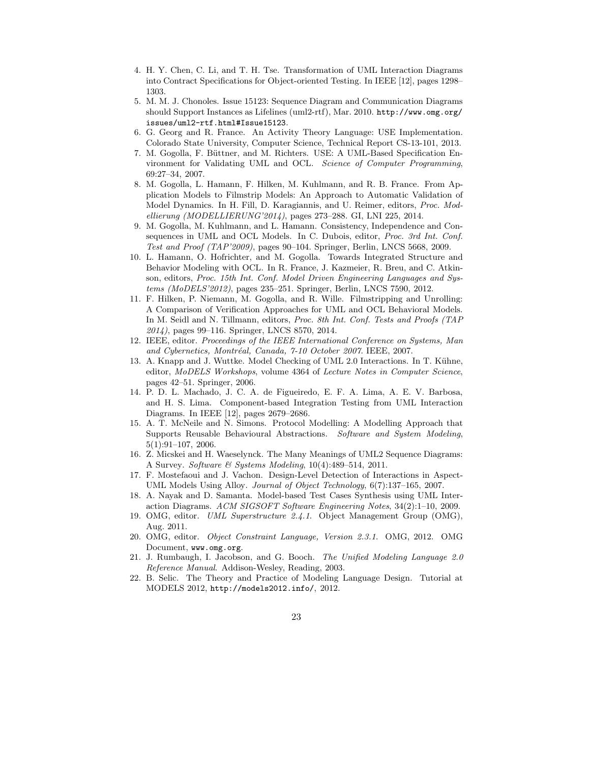4. H. Y. Chen, C. Li, and T. H. Tse. Transformation of UML Interaction Diagrams into Contract Specifications for Object-oriented Testing. In IEEE [12], pages 1298–1303.
5. M. M. J. Chonoles. Issue 15123: Sequence Diagram and Communication Diagrams should Support Instances as Lifelines (uml2-rtf), Mar. 2010. `http://www.omg.org/issues/uml2-rtf.html#Issue15123`.
6. G. Georg and R. France. An Activity Theory Language: USE Implementation. Colorado State University, Computer Science, Technical Report CS-13-101, 2013.
7. M. Gogolla, F. Büttner, and M. Richters. USE: A UML-Based Specification Environment for Validating UML and OCL. *Science of Computer Programming*, 69:27–34, 2007.
8. M. Gogolla, L. Hamann, F. Hilken, M. Kuhlmann, and R. B. France. From Application Models to Filmstrip Models: An Approach to Automatic Validation of Model Dynamics. In H. Fill, D. Karagiannis, and U. Reimer, editors, *Proc. Modellierung (MODELLIERUNG'2014)*, pages 273–288. GI, LNI 225, 2014.
9. M. Gogolla, M. Kuhlmann, and L. Hamann. Consistency, Independence and Consequences in UML and OCL Models. In C. Dubois, editor, *Proc. 3rd Int. Conf. Test and Proof (TAP'2009)*, pages 90–104. Springer, Berlin, LNCS 5668, 2009.
10. L. Hamann, O. Hofrichter, and M. Gogolla. Towards Integrated Structure and Behavior Modeling with OCL. In R. France, J. Kazmeier, R. Breu, and C. Atkinson, editors, *Proc. 15th Int. Conf. Model Driven Engineering Languages and Systems (MoDELS'2012)*, pages 235–251. Springer, Berlin, LNCS 7590, 2012.
11. F. Hilken, P. Niemann, M. Gogolla, and R. Wille. Filmstripping and Unrolling: A Comparison of Verification Approaches for UML and OCL Behavioral Models. In M. Seidl and N. Tillmann, editors, *Proc. 8th Int. Conf. Tests and Proofs (TAP 2014)*, pages 99–116. Springer, LNCS 8570, 2014.
12. IEEE, editor. *Proceedings of the IEEE International Conference on Systems, Man and Cybernetics, Montréal, Canada, 7-10 October 2007*. IEEE, 2007.
13. A. Knapp and J. Wuttke. Model Checking of UML 2.0 Interactions. In T. Kühne, editor, *MoDELS Workshops*, volume 4364 of *Lecture Notes in Computer Science*, pages 42–51. Springer, 2006.
14. P. D. L. Machado, J. C. A. de Figueiredo, E. F. A. Lima, A. E. V. Barbosa, and H. S. Lima. Component-based Integration Testing from UML Interaction Diagrams. In IEEE [12], pages 2679–2686.
15. A. T. McNeile and N. Simons. Protocol Modelling: A Modelling Approach that Supports Reusable Behavioural Abstractions. *Software and System Modeling*, 5(1):91–107, 2006.
16. Z. Micskei and H. Waeselynck. The Many Meanings of UML2 Sequence Diagrams: A Survey. *Software & Systems Modeling*, 10(4):489–514, 2011.
17. F. Mostefaoui and J. Vachon. Design-Level Detection of Interactions in Aspect-UML Models Using Alloy. *Journal of Object Technology*, 6(7):137–165, 2007.
18. A. Nayak and D. Samanta. Model-based Test Cases Synthesis using UML Interaction Diagrams. *ACM SIGSOFT Software Engineering Notes*, 34(2):1–10, 2009.
19. OMG, editor. *UML Superstructure 2.4.1*. Object Management Group (OMG), Aug. 2011.
20. OMG, editor. *Object Constraint Language, Version 2.3.1*. OMG, 2012. OMG Document, `www.omg.org`.
21. J. Rumbaugh, I. Jacobson, and G. Booch. *The Unified Modeling Language 2.0 Reference Manual*. Addison-Wesley, Reading, 2003.
22. B. Selic. The Theory and Practice of Modeling Language Design. Tutorial at MODELS 2012, `http://models2012.info/`, 2012.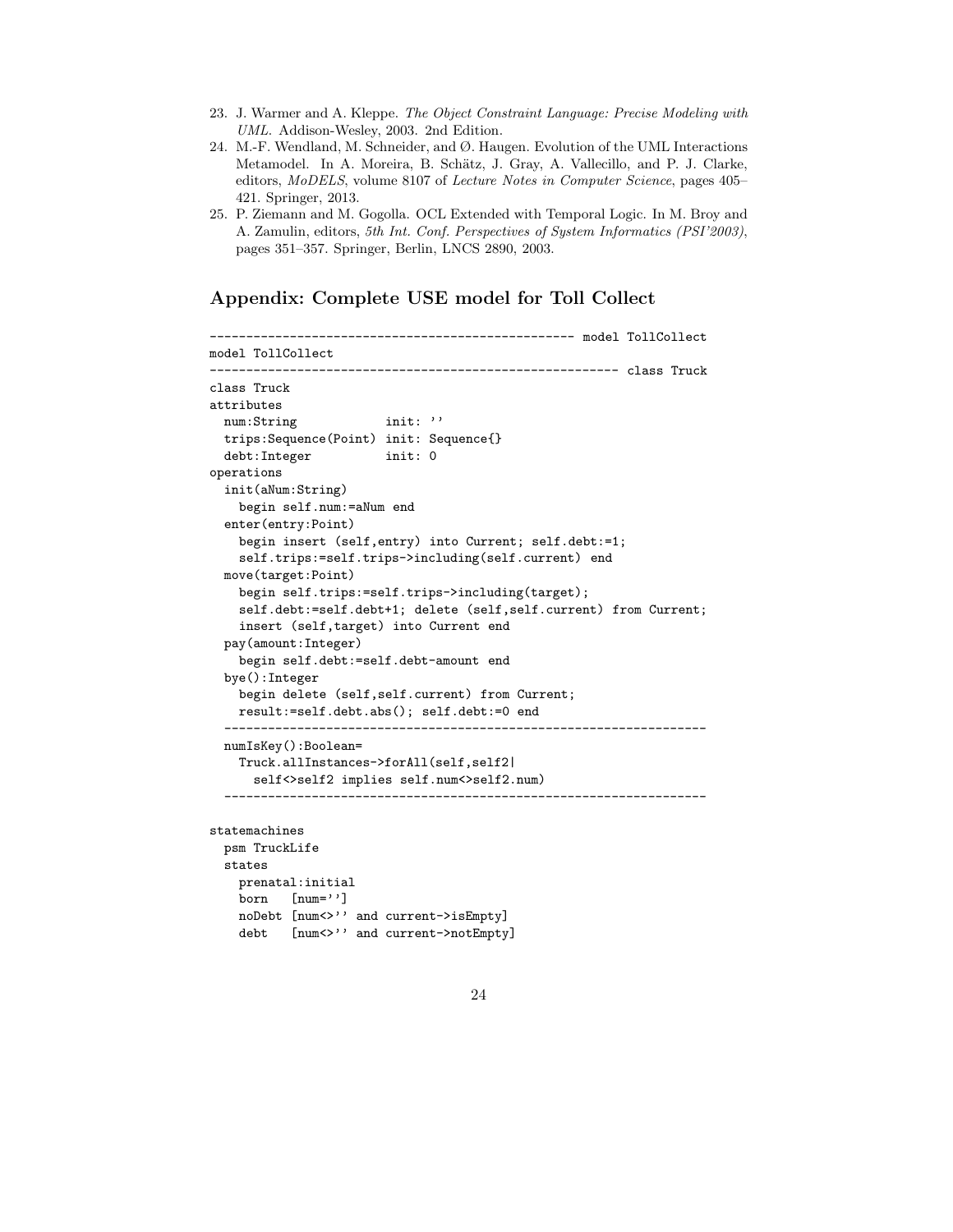23. J. Warmer and A. Kleppe. *The Object Constraint Language: Precise Modeling with UML*. Addison-Wesley, 2003. 2nd Edition.
24. M.-F. Wendland, M. Schneider, and Ø. Haugen. Evolution of the UML Interactions Metamodel. In A. Moreira, B. Schätz, J. Gray, A. Vallecillo, and P. J. Clarke, editors, *MoDELS*, volume 8107 of *Lecture Notes in Computer Science*, pages 405–421. Springer, 2013.
25. P. Ziemann and M. Gogolla. OCL Extended with Temporal Logic. In M. Broy and A. Zamulin, editors, *5th Int. Conf. Perspectives of System Informatics (PSI'2003)*, pages 351–357. Springer, Berlin, LNCS 2890, 2003.

## Appendix: Complete USE model for Toll Collect

```
-------------------------------------------------- model TollCollect
model TollCollect
------------------------------------------------------- class Truck
class Truck
attributes
  num:String            init: ''
  trips:Sequence(Point) init: Sequence{}
  debt:Integer          init: 0
operations
  init(aNum:String)
    begin self.num:=aNum end
  enter(entry:Point)
    begin insert (self,entry) into Current; self.debt:=1;
    self.trips:=self.trips->including(self.current) end
  move(target:Point)
    begin self.trips:=self.trips->including(target);
    self.debt:=self.debt+1; delete (self,self.current) from Current;
    insert (self,target) into Current end
  pay(amount:Integer)
    begin self.debt:=self.debt-amount end
  bye():Integer
    begin delete (self,self.current) from Current;
    result:=self.debt.abs(); self.debt:=0 end
  -------------------------------------------------------------------
  numIsKey():Boolean=
    Truck.allInstances->forAll(self,self2|
      self<>self2 implies self.num<>self2.num)
  -------------------------------------------------------------------

statemachines
  psm TruckLife
  states
    prenatal:initial
    born   [num='']
    noDebt [num<>'' and current->isEmpty]
    debt   [num<>'' and current->notEmpty]
```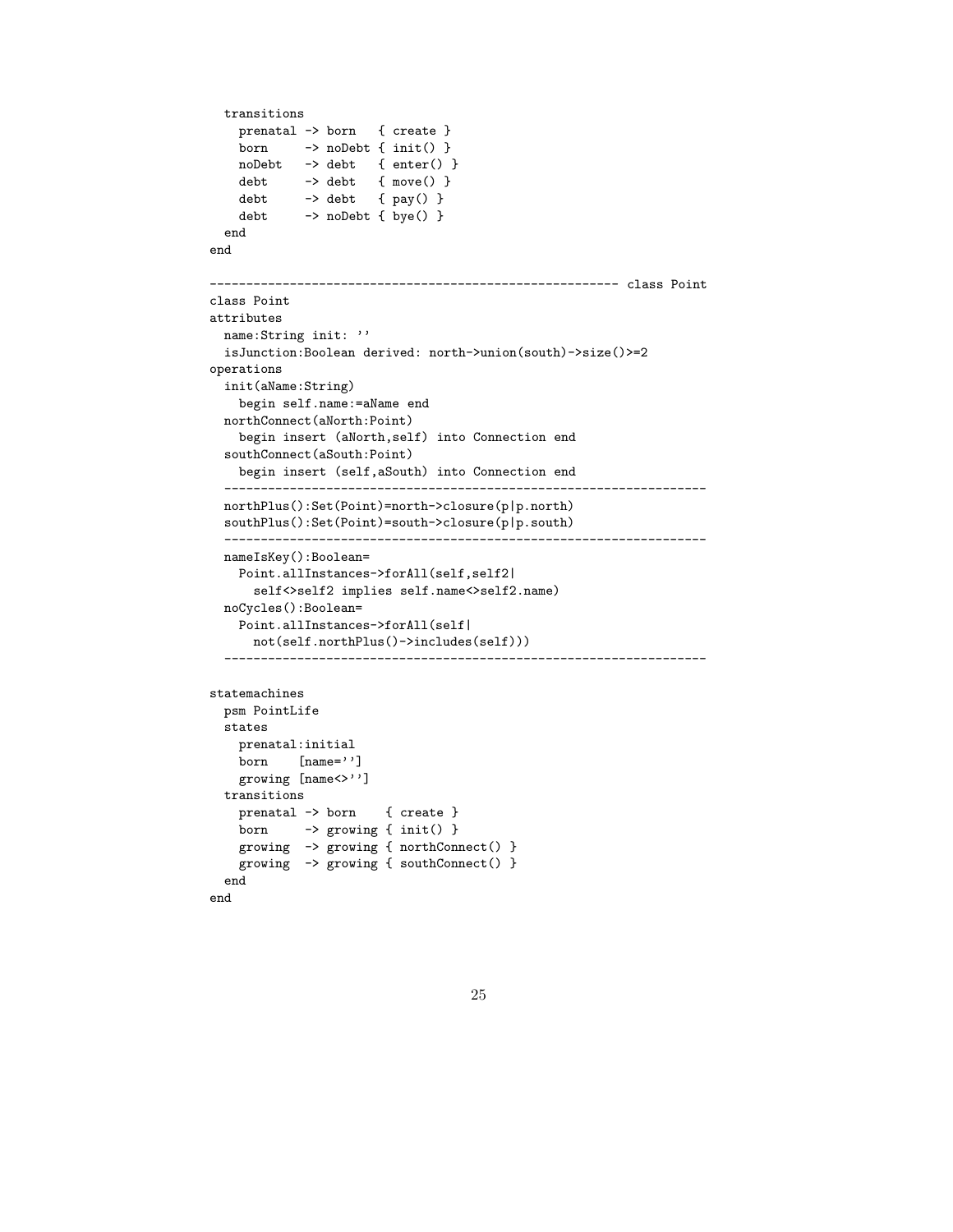```
  transitions
    prenatal -> born   { create }
    born     -> noDebt { init() }
    noDebt   -> debt   { enter() }
    debt     -> debt   { move() }
    debt     -> debt   { pay() }
    debt     -> noDebt { bye() }
  end
end

------------------------------------------------------- class Point
class Point
attributes
  name:String init: ''
  isJunction:Boolean derived: north->union(south)->size()>=2
operations
  init(aName:String)
    begin self.name:=aName end
  northConnect(aNorth:Point)
    begin insert (aNorth,self) into Connection end
  southConnect(aSouth:Point)
    begin insert (self,aSouth) into Connection end
  ------------------------------------------------------------------
  northPlus():Set(Point)=north->closure(p|p.north)
  southPlus():Set(Point)=south->closure(p|p.south)
  ------------------------------------------------------------------
  nameIsKey():Boolean=
    Point.allInstances->forAll(self,self2|
      self<>self2 implies self.name<>self2.name)
  noCycles():Boolean=
    Point.allInstances->forAll(self|
      not(self.northPlus()->includes(self)))
  ------------------------------------------------------------------

statemachines
  psm PointLife
  states
    prenatal:initial
    born    [name='']
    growing [name<>'']
  transitions
    prenatal -> born    { create }
    born     -> growing { init() }
    growing  -> growing { northConnect() }
    growing  -> growing { southConnect() }
  end
end
```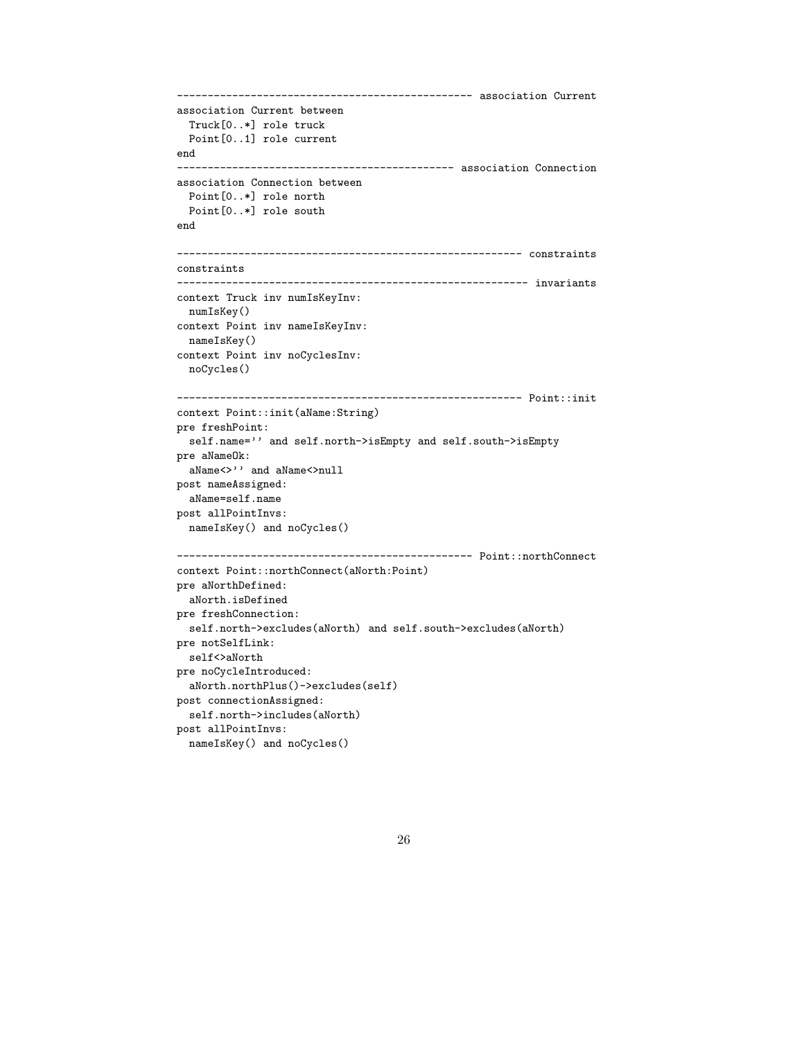```
------------------------------------------------ association Current
association Current between
  Truck[0..*] role truck
  Point[0..1] role current
end
--------------------------------------------- association Connection
association Connection between
  Point[0..*] role north
  Point[0..*] role south
end

------------------------------------------------------- constraints
constraints
-------------------------------------------------------- invariants
context Truck inv numIsKeyInv:
  numIsKey()
context Point inv nameIsKeyInv:
  nameIsKey()
context Point inv noCyclesInv:
  noCycles()

------------------------------------------------------- Point::init
context Point::init(aName:String)
pre freshPoint:
  self.name='' and self.north->isEmpty and self.south->isEmpty
pre aNameOk:
  aName<>'' and aName<>null
post nameAssigned:
  aName=self.name
post allPointInvs:
  nameIsKey() and noCycles()

----------------------------------------------- Point::northConnect
context Point::northConnect(aNorth:Point)
pre aNorthDefined:
  aNorth.isDefined
pre freshConnection:
  self.north->excludes(aNorth) and self.south->excludes(aNorth)
pre notSelfLink:
  self<>aNorth
pre noCycleIntroduced:
  aNorth.northPlus()->excludes(self)
post connectionAssigned:
  self.north->includes(aNorth)
post allPointInvs:
  nameIsKey() and noCycles()
```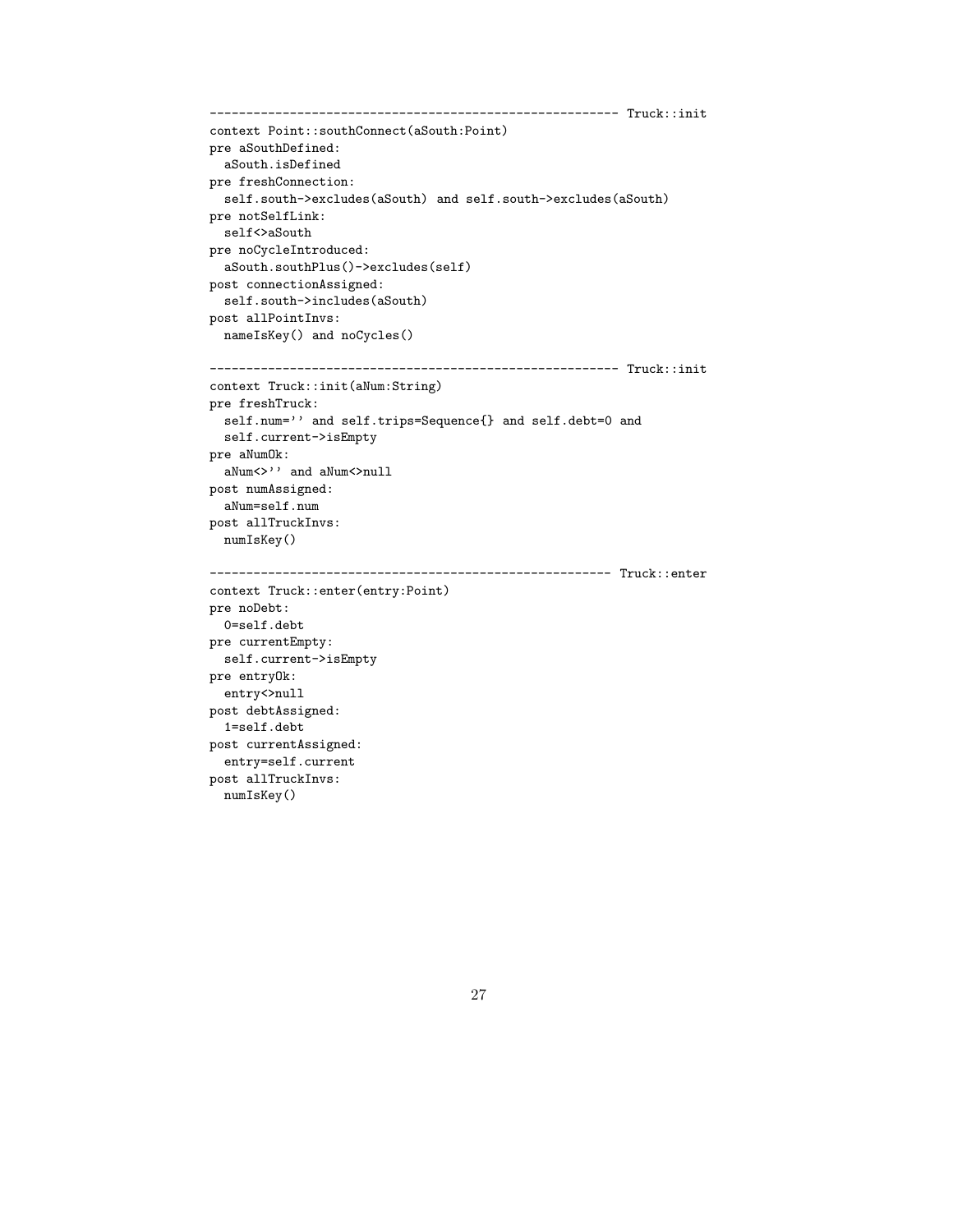```
-------------------------------------------------------- Truck::init
context Point::southConnect(aSouth:Point)
pre aSouthDefined:
  aSouth.isDefined
pre freshConnection:
  self.south->excludes(aSouth) and self.south->excludes(aSouth)
pre notSelfLink:
  self<>aSouth
pre noCycleIntroduced:
  aSouth.southPlus()->excludes(self)
post connectionAssigned:
  self.south->includes(aSouth)
post allPointInvs:
  nameIsKey() and noCycles()

-------------------------------------------------------- Truck::init
context Truck::init(aNum:String)
pre freshTruck:
  self.num='' and self.trips=Sequence{} and self.debt=0 and
  self.current->isEmpty
pre aNumOk:
  aNum<>'' and aNum<>null
post numAssigned:
  aNum=self.num
post allTruckInvs:
  numIsKey()

------------------------------------------------------- Truck::enter
context Truck::enter(entry:Point)
pre noDebt:
  0=self.debt
pre currentEmpty:
  self.current->isEmpty
pre entryOk:
  entry<>null
post debtAssigned:
  1=self.debt
post currentAssigned:
  entry=self.current
post allTruckInvs:
  numIsKey()
```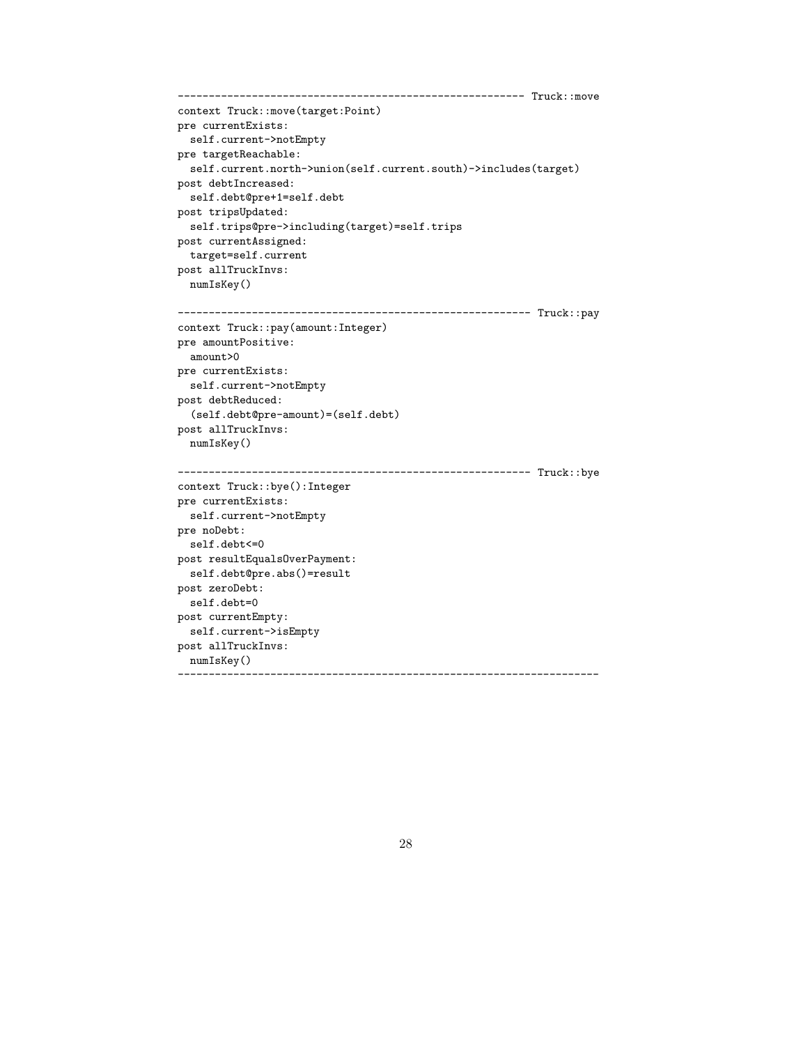```
--------------------------------------------------------- Truck::move
context Truck::move(target:Point)
pre currentExists:
  self.current->notEmpty
pre targetReachable:
  self.current.north->union(self.current.south)->includes(target)
post debtIncreased:
  self.debt@pre+1=self.debt
post tripsUpdated:
  self.trips@pre->including(target)=self.trips
post currentAssigned:
  target=self.current
post allTruckInvs:
  numIsKey()

---------------------------------------------------------- Truck::pay
context Truck::pay(amount:Integer)
pre amountPositive:
  amount>0
pre currentExists:
  self.current->notEmpty
post debtReduced:
  (self.debt@pre-amount)=(self.debt)
post allTruckInvs:
  numIsKey()

---------------------------------------------------------- Truck::bye
context Truck::bye():Integer
pre currentExists:
  self.current->notEmpty
pre noDebt:
  self.debt<=0
post resultEqualsOverPayment:
  self.debt@pre.abs()=result
post zeroDebt:
  self.debt=0
post currentEmpty:
  self.current->isEmpty
post allTruckInvs:
  numIsKey()
--------------------------------------------------------------------
```